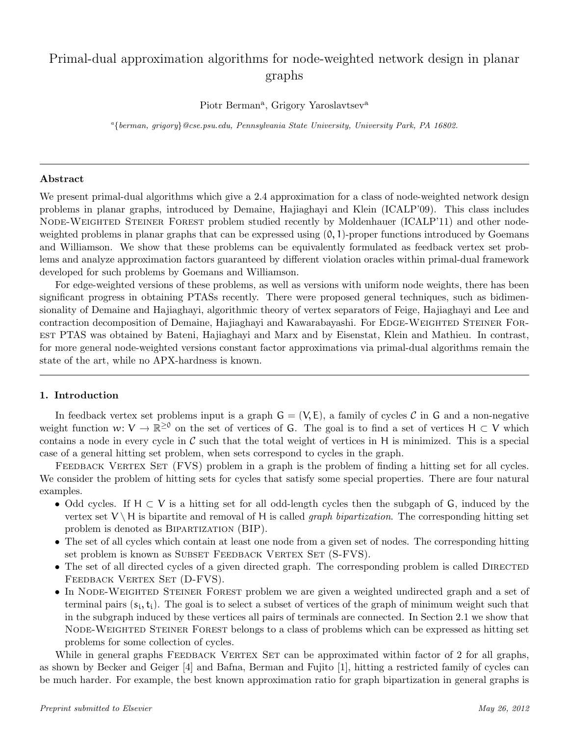# Primal-dual approximation algorithms for node-weighted network design in planar graphs

Piotr Berman[a], Grigory Yaroslavtsev[a]

[a]{berman, grigory}@cse.psu.edu, Pennsylvania State University, University Park, PA 16802.

---

### Abstract

We present primal-dual algorithms which give a 2.4 approximation for a class of node-weighted network design problems in planar graphs, introduced by Demaine, Hajiaghayi and Klein (ICALP'09). This class includes Node-Weighted Steiner Forest problem studied recently by Moldenhauer (ICALP'11) and other node-weighted problems in planar graphs that can be expressed using $(0, 1)$-proper functions introduced by Goemans and Williamson. We show that these problems can be equivalently formulated as feedback vertex set problems and analyze approximation factors guaranteed by different violation oracles within primal-dual framework developed for such problems by Goemans and Williamson.

For edge-weighted versions of these problems, as well as versions with uniform node weights, there has been significant progress in obtaining PTASs recently. There were proposed general techniques, such as bidimensionality of Demaine and Hajiaghayi, algorithmic theory of vertex separators of Feige, Hajiaghayi and Lee and contraction decomposition of Demaine, Hajiaghayi and Kawarabayashi. For Edge-Weighted Steiner Forest PTAS was obtained by Bateni, Hajiaghayi and Marx and by Eisenstat, Klein and Mathieu. In contrast, for more general node-weighted versions constant factor approximations via primal-dual algorithms remain the state of the art, while no APX-hardness is known.

---

## 1. Introduction

In feedback vertex set problems input is a graph $G = (V, E)$, a family of cycles $\mathcal{C}$ in $G$ and a non-negative weight function $w: V \to \mathbb{R}^{\geq 0}$ on the set of vertices of $G$. The goal is to find a set of vertices $H \subset V$ which contains a node in every cycle in $\mathcal{C}$ such that the total weight of vertices in $H$ is minimized. This is a special case of a general hitting set problem, when sets correspond to cycles in the graph.

Feedback Vertex Set (FVS) problem in a graph is the problem of finding a hitting set for all cycles. We consider the problem of hitting sets for cycles that satisfy some special properties. There are four natural examples.

- Odd cycles. If $H \subset V$ is a hitting set for all odd-length cycles then the subgaph of $G$, induced by the vertex set $V \setminus H$ is bipartite and removal of $H$ is called *graph bipartization*. The corresponding hitting set problem is denoted as Bipartization (BIP).
- The set of all cycles which contain at least one node from a given set of nodes. The corresponding hitting set problem is known as Subset Feedback Vertex Set (S-FVS).
- The set of all directed cycles of a given directed graph. The corresponding problem is called Directed Feedback Vertex Set (D-FVS).
- In Node-Weighted Steiner Forest problem we are given a weighted undirected graph and a set of terminal pairs $(s_i, t_i)$. The goal is to select a subset of vertices of the graph of minimum weight such that in the subgraph induced by these vertices all pairs of terminals are connected. In Section 2.1 we show that Node-Weighted Steiner Forest belongs to a class of problems which can be expressed as hitting set problems for some collection of cycles.

While in general graphs Feedback Vertex Set can be approximated within factor of 2 for all graphs, as shown by Becker and Geiger [4] and Bafna, Berman and Fujito [1], hitting a restricted family of cycles can be much harder. For example, the best known approximation ratio for graph bipartization in general graphs is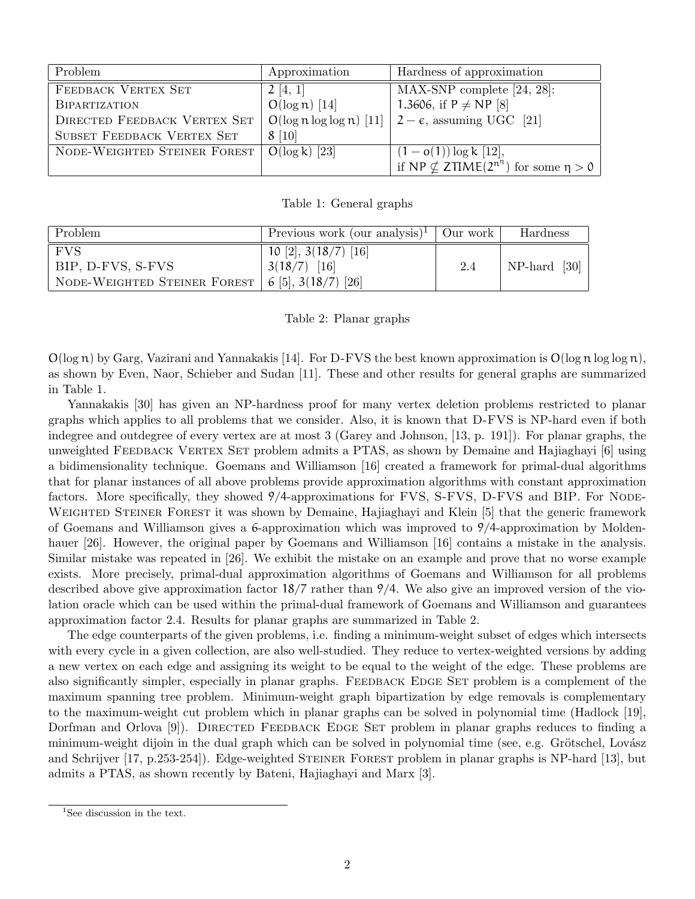| Problem | Approximation | Hardness of approximation |
|---|---|---|
| FEEDBACK VERTEX SET | 2 [4, 1] | MAX-SNP complete [24, 28]: |
| BIPARTIZATION | $O(\log n)$ [14] | 1.3606, if $P \neq NP$ [8] |
| DIRECTED FEEDBACK VERTEX SET | $O(\log n \log\log n)$ [11] | $2 - \epsilon$, assuming UGC [21] |
| SUBSET FEEDBACK VERTEX SET | 8 [10] | |
| NODE-WEIGHTED STEINER FOREST | $O(\log k)$ [23] | $(1 - o(1)) \log k$ [12], if $NP \not\subseteq ZTIME(2^{n^\eta})$ for some $\eta > 0$ |

Table 1: General graphs

| Problem | Previous work (our analysis)[1] | Our work | Hardness |
|---|---|---|---|
| FVS | 10 [2], 3(18/7) [16] | 2.4 | NP-hard [30] |
| BIP, D-FVS, S-FVS | 3(18/7) [16] | | |
| NODE-WEIGHTED STEINER FOREST | 6 [5], 3(18/7) [26] | | |

Table 2: Planar graphs

$O(\log n)$ by Garg, Vazirani and Yannakakis [14]. For D-FVS the best known approximation is $O(\log n \log\log n)$, as shown by Even, Naor, Schieber and Sudan [11]. These and other results for general graphs are summarized in Table 1.

Yannakakis [30] has given an NP-hardness proof for many vertex deletion problems restricted to planar graphs which applies to all problems that we consider. Also, it is known that D-FVS is NP-hard even if both indegree and outdegree of every vertex are at most 3 (Garey and Johnson, [13, p. 191]). For planar graphs, the unweighted FEEDBACK VERTEX SET problem admits a PTAS, as shown by Demaine and Hajiaghayi [6] using a bidimensionality technique. Goemans and Williamson [16] created a framework for primal-dual algorithms that for planar instances of all above problems provide approximation algorithms with constant approximation factors. More specifically, they showed 9/4-approximations for FVS, S-FVS, D-FVS and BIP. For NODE-WEIGHTED STEINER FOREST it was shown by Demaine, Hajiaghayi and Klein [5] that the generic framework of Goemans and Williamson gives a 6-approximation which was improved to 9/4-approximation by Moldenhauer [26]. However, the original paper by Goemans and Williamson [16] contains a mistake in the analysis. Similar mistake was repeated in [26]. We exhibit the mistake on an example and prove that no worse example exists. More precisely, primal-dual approximation algorithms of Goemans and Williamson for all problems described above give approximation factor 18/7 rather than 9/4. We also give an improved version of the violation oracle which can be used within the primal-dual framework of Goemans and Williamson and guarantees approximation factor 2.4. Results for planar graphs are summarized in Table 2.

The edge counterparts of the given problems, i.e. finding a minimum-weight subset of edges which intersects with every cycle in a given collection, are also well-studied. They reduce to vertex-weighted versions by adding a new vertex on each edge and assigning its weight to be equal to the weight of the edge. These problems are also significantly simpler, especially in planar graphs. FEEDBACK EDGE SET problem is a complement of the maximum spanning tree problem. Minimum-weight graph bipartization by edge removals is complementary to the maximum-weight cut problem which in planar graphs can be solved in polynomial time (Hadlock [19], Dorfman and Orlova [9]). DIRECTED FEEDBACK EDGE SET problem in planar graphs reduces to finding a minimum-weight dijoin in the dual graph which can be solved in polynomial time (see, e.g. Grötschel, Lovász and Schrijver [17, p.253-254]). Edge-weighted STEINER FOREST problem in planar graphs is NP-hard [13], but admits a PTAS, as shown recently by Bateni, Hajiaghayi and Marx [3].

[1] See discussion in the text.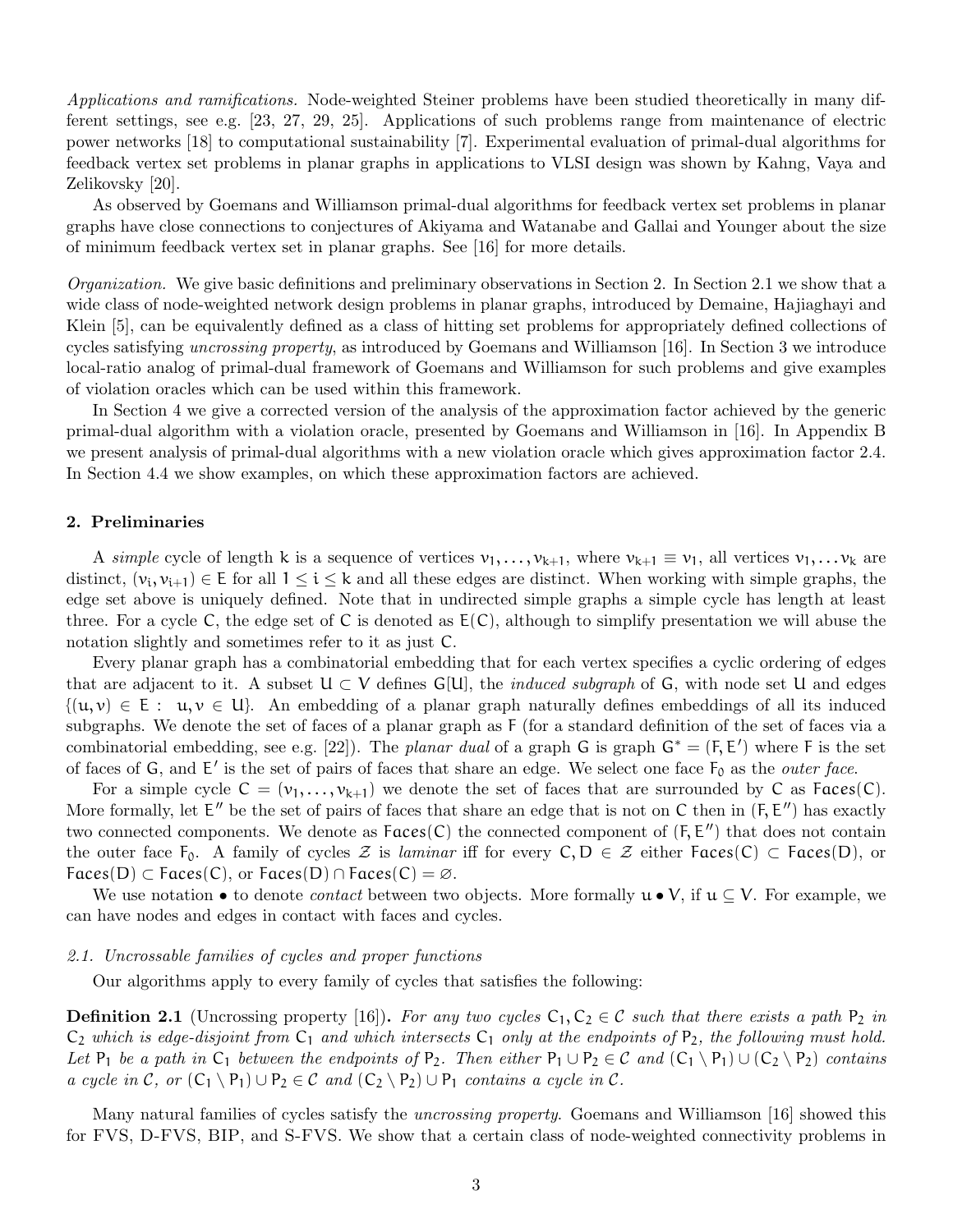*Applications and ramifications.* Node-weighted Steiner problems have been studied theoretically in many different settings, see e.g. [23, 27, 29, 25]. Applications of such problems range from maintenance of electric power networks [18] to computational sustainability [7]. Experimental evaluation of primal-dual algorithms for feedback vertex set problems in planar graphs in applications to VLSI design was shown by Kahng, Vaya and Zelikovsky [20].

As observed by Goemans and Williamson primal-dual algorithms for feedback vertex set problems in planar graphs have close connections to conjectures of Akiyama and Watanabe and Gallai and Younger about the size of minimum feedback vertex set in planar graphs. See [16] for more details.

*Organization.* We give basic definitions and preliminary observations in Section 2. In Section 2.1 we show that a wide class of node-weighted network design problems in planar graphs, introduced by Demaine, Hajiaghayi and Klein [5], can be equivalently defined as a class of hitting set problems for appropriately defined collections of cycles satisfying *uncrossing property*, as introduced by Goemans and Williamson [16]. In Section 3 we introduce local-ratio analog of primal-dual framework of Goemans and Williamson for such problems and give examples of violation oracles which can be used within this framework.

In Section 4 we give a corrected version of the analysis of the approximation factor achieved by the generic primal-dual algorithm with a violation oracle, presented by Goemans and Williamson in [16]. In Appendix B we present analysis of primal-dual algorithms with a new violation oracle which gives approximation factor 2.4. In Section 4.4 we show examples, on which these approximation factors are achieved.

## 2. Preliminaries

A *simple* cycle of length $k$ is a sequence of vertices $v_1, \ldots, v_{k+1}$, where $v_{k+1} \equiv v_1$, all vertices $v_1, \ldots v_k$ are distinct, $(v_i, v_{i+1}) \in E$ for all $1 \le i \le k$ and all these edges are distinct. When working with simple graphs, the edge set above is uniquely defined. Note that in undirected simple graphs a simple cycle has length at least three. For a cycle $C$, the edge set of $C$ is denoted as $E(C)$, although to simplify presentation we will abuse the notation slightly and sometimes refer to it as just $C$.

Every planar graph has a combinatorial embedding that for each vertex specifies a cyclic ordering of edges that are adjacent to it. A subset $U \subset V$ defines $G[U]$, the *induced subgraph* of $G$, with node set $U$ and edges $\{(u, v) \in E : u, v \in U\}$. An embedding of a planar graph naturally defines embeddings of all its induced subgraphs. We denote the set of faces of a planar graph as $F$ (for a standard definition of the set of faces via a combinatorial embedding, see e.g. [22]). The *planar dual* of a graph $G$ is graph $G^* = (F, E')$ where $F$ is the set of faces of $G$, and $E'$ is the set of pairs of faces that share an edge. We select one face $F_0$ as the *outer face*.

For a simple cycle $C = (v_1, \ldots, v_{k+1})$ we denote the set of faces that are surrounded by $C$ as $\mathsf{Faces}(C)$. More formally, let $E''$ be the set of pairs of faces that share an edge that is not on $C$ then in $(F, E'')$ has exactly two connected components. We denote as $\mathsf{Faces}(C)$ the connected component of $(F, E'')$ that does not contain the outer face $F_0$. A family of cycles $\mathcal{Z}$ is *laminar* iff for every $C, D \in \mathcal{Z}$ either $\mathsf{Faces}(C) \subset \mathsf{Faces}(D)$, or $\mathsf{Faces}(D) \subset \mathsf{Faces}(C)$, or $\mathsf{Faces}(D) \cap \mathsf{Faces}(C) = \varnothing$.

We use notation $\bullet$ to denote *contact* between two objects. More formally $u \bullet V$, if $u \subseteq V$. For example, we can have nodes and edges in contact with faces and cycles.

### 2.1. Uncrossable families of cycles and proper functions

Our algorithms apply to every family of cycles that satisfies the following:

**Definition 2.1** (Uncrossing property [16])**.** *For any two cycles $C_1, C_2 \in \mathcal{C}$ such that there exists a path $P_2$ in $C_2$ which is edge-disjoint from $C_1$ and which intersects $C_1$ only at the endpoints of $P_2$, the following must hold. Let $P_1$ be a path in $C_1$ between the endpoints of $P_2$. Then either $P_1 \cup P_2 \in \mathcal{C}$ and $(C_1 \setminus P_1) \cup (C_2 \setminus P_2)$ contains a cycle in $\mathcal{C}$, or $(C_1 \setminus P_1) \cup P_2 \in \mathcal{C}$ and $(C_2 \setminus P_2) \cup P_1$ contains a cycle in $\mathcal{C}$.*

Many natural families of cycles satisfy the *uncrossing property*. Goemans and Williamson [16] showed this for FVS, D-FVS, BIP, and S-FVS. We show that a certain class of node-weighted connectivity problems in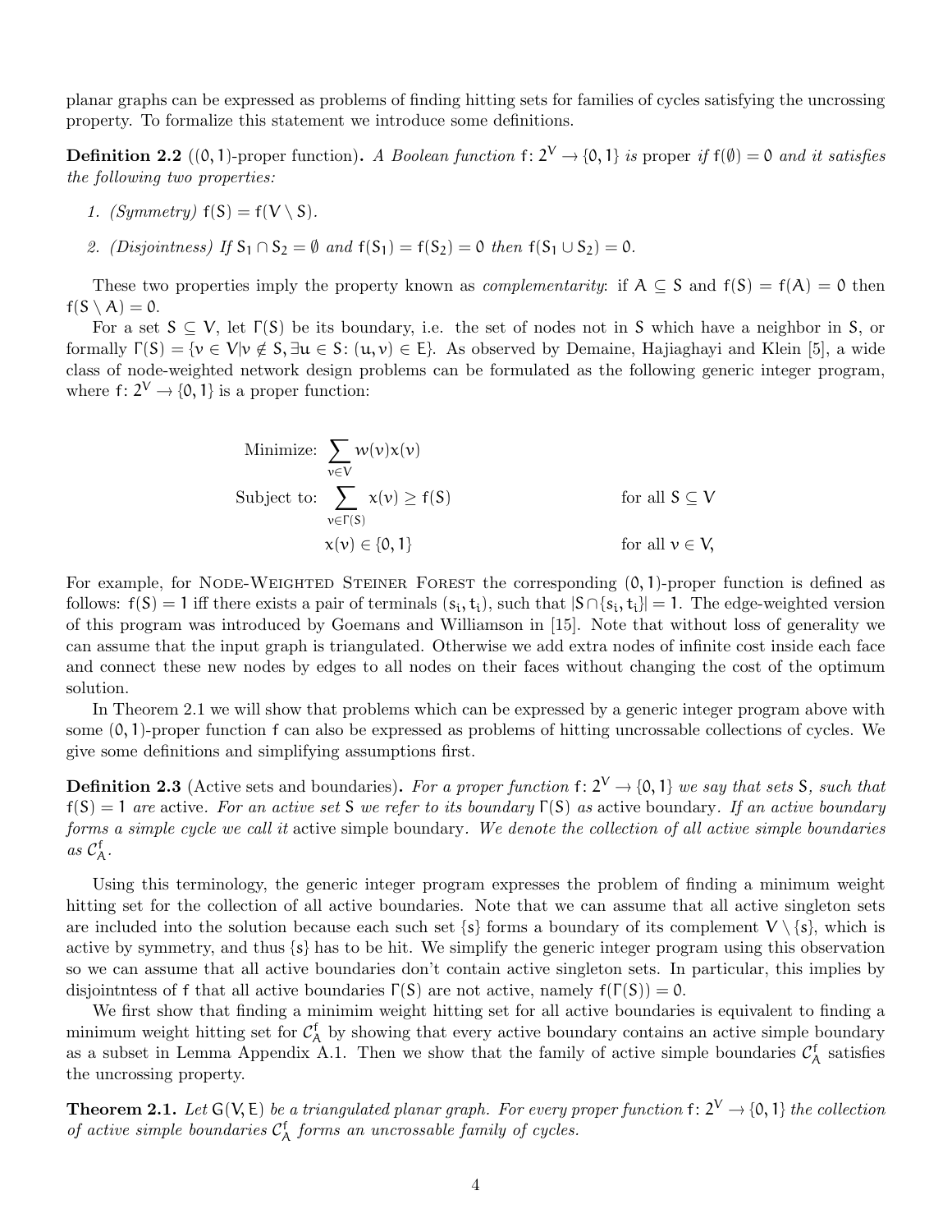planar graphs can be expressed as problems of finding hitting sets for families of cycles satisfying the uncrossing property. To formalize this statement we introduce some definitions.

**Definition 2.2** ((0, 1)-proper function)**.** *A Boolean function* $f\colon 2^V \to \{0,1\}$ *is* proper *if* $f(\emptyset) = 0$ *and it satisfies the following two properties:*

1. *(Symmetry)* $f(S) = f(V \setminus S)$.
2. *(Disjointness) If* $S_1 \cap S_2 = \emptyset$ *and* $f(S_1) = f(S_2) = 0$ *then* $f(S_1 \cup S_2) = 0$.

These two properties imply the property known as *complementarity*: if $A \subseteq S$ and $f(S) = f(A) = 0$ then $f(S \setminus A) = 0$.

For a set $S \subseteq V$, let $\Gamma(S)$ be its boundary, i.e. the set of nodes not in $S$ which have a neighbor in $S$, or formally $\Gamma(S) = \{v \in V | v \notin S, \exists u \in S\colon (u, v) \in E\}$. As observed by Demaine, Hajiaghayi and Klein [5], a wide class of node-weighted network design problems can be formulated as the following generic integer program, where $f\colon 2^V \to \{0,1\}$ is a proper function:

$$
\begin{aligned}
\text{Minimize: } & \sum_{v \in V} w(v)x(v) & \\
\text{Subject to: } & \sum_{v \in \Gamma(S)} x(v) \geq f(S) & \text{for all } S \subseteq V \\
& x(v) \in \{0,1\} & \text{for all } v \in V,
\end{aligned}
$$

For example, for Node-Weighted Steiner Forest the corresponding $(0, 1)$-proper function is defined as follows: $f(S) = 1$ iff there exists a pair of terminals $(s_i, t_i)$, such that $|S \cap \{s_i, t_i\}| = 1$. The edge-weighted version of this program was introduced by Goemans and Williamson in [15]. Note that without loss of generality we can assume that the input graph is triangulated. Otherwise we add extra nodes of infinite cost inside each face and connect these new nodes by edges to all nodes on their faces without changing the cost of the optimum solution.

In Theorem 2.1 we will show that problems which can be expressed by a generic integer program above with some $(0, 1)$-proper function $f$ can also be expressed as problems of hitting uncrossable collections of cycles. We give some definitions and simplifying assumptions first.

**Definition 2.3** (Active sets and boundaries)**.** *For a proper function* $f\colon 2^V \to \{0,1\}$ *we say that sets* $S$*, such that* $f(S) = 1$ *are* active*. For an active set* $S$ *we refer to its boundary* $\Gamma(S)$ *as* active boundary*. If an active boundary forms a simple cycle we call it* active simple boundary*. We denote the collection of all active simple boundaries as* $\mathcal{C}_A^f$.

Using this terminology, the generic integer program expresses the problem of finding a minimum weight hitting set for the collection of all active boundaries. Note that we can assume that all active singleton sets are included into the solution because each such set $\{s\}$ forms a boundary of its complement $V \setminus \{s\}$, which is active by symmetry, and thus $\{s\}$ has to be hit. We simplify the generic integer program using this observation so we can assume that all active boundaries don't contain active singleton sets. In particular, this implies by disjointntess of $f$ that all active boundaries $\Gamma(S)$ are not active, namely $f(\Gamma(S)) = 0$.

We first show that finding a minimim weight hitting set for all active boundaries is equivalent to finding a minimum weight hitting set for $\mathcal{C}_A^f$ by showing that every active boundary contains an active simple boundary as a subset in Lemma Appendix A.1. Then we show that the family of active simple boundaries $\mathcal{C}_A^f$ satisfies the uncrossing property.

**Theorem 2.1.** *Let* $G(V, E)$ *be a triangulated planar graph. For every proper function* $f\colon 2^V \to \{0,1\}$ *the collection of active simple boundaries* $\mathcal{C}_A^f$ *forms an uncrossable family of cycles.*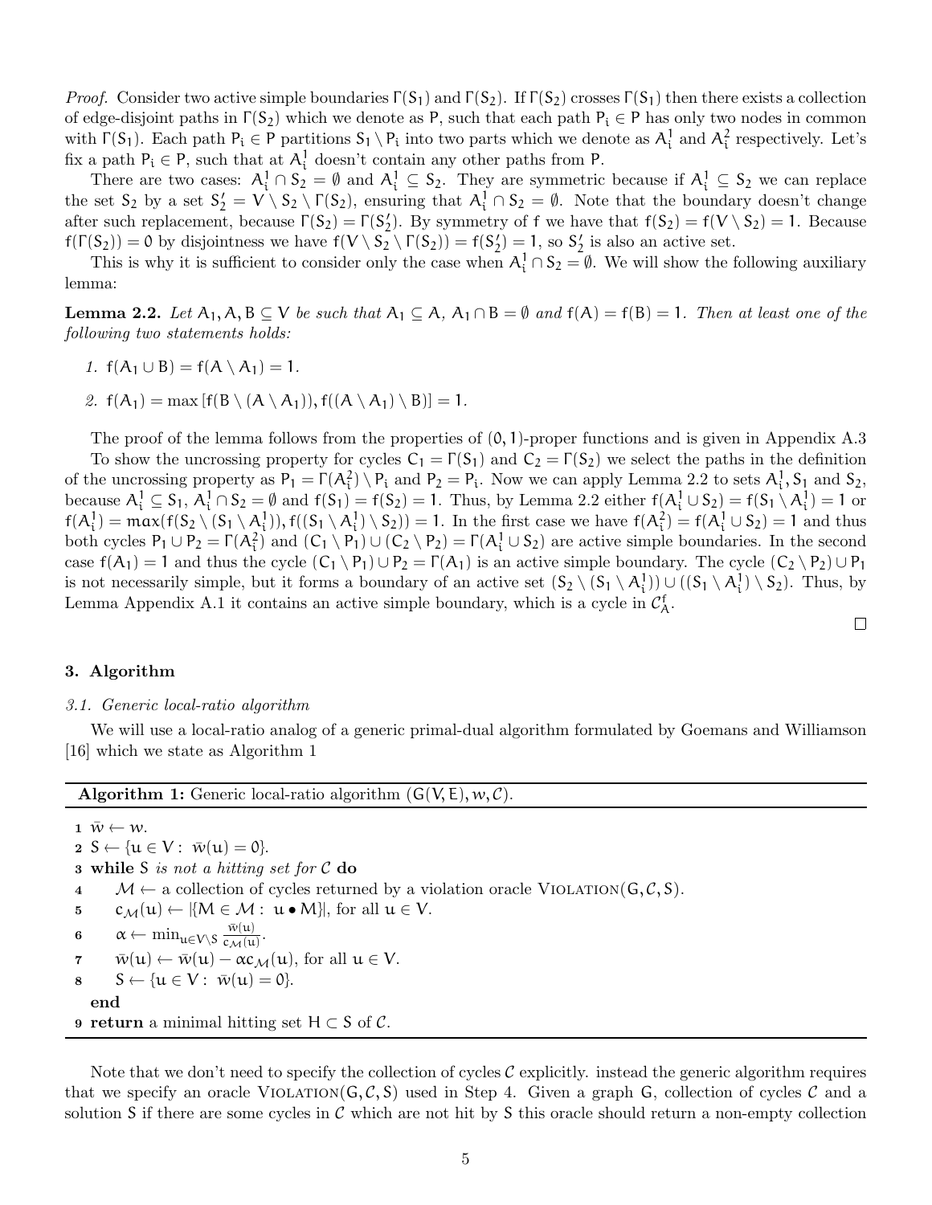*Proof.* Consider two active simple boundaries $\Gamma(S_1)$ and $\Gamma(S_2)$. If $\Gamma(S_2)$ crosses $\Gamma(S_1)$ then there exists a collection of edge-disjoint paths in $\Gamma(S_2)$ which we denote as $P$, such that each path $P_i \in P$ has only two nodes in common with $\Gamma(S_1)$. Each path $P_i \in P$ partitions $S_1 \setminus P_i$ into two parts which we denote as $A_i^1$ and $A_i^2$ respectively. Let's fix a path $P_i \in P$, such that at $A_i^1$ doesn't contain any other paths from $P$.

There are two cases: $A_i^1 \cap S_2 = \emptyset$ and $A_i^1 \subseteq S_2$. They are symmetric because if $A_i^1 \subseteq S_2$ we can replace the set $S_2$ by a set $S_2' = V \setminus S_2 \setminus \Gamma(S_2)$, ensuring that $A_i^1 \cap S_2 = \emptyset$. Note that the boundary doesn't change after such replacement, because $\Gamma(S_2) = \Gamma(S_2')$. By symmetry of $f$ we have that $f(S_2) = f(V \setminus S_2) = 1$. Because $f(\Gamma(S_2)) = 0$ by disjointness we have $f(V \setminus S_2 \setminus \Gamma(S_2)) = f(S_2') = 1$, so $S_2'$ is also an active set.

This is why it is sufficient to consider only the case when $A_i^1 \cap S_2 = \emptyset$. We will show the following auxiliary lemma:

**Lemma 2.2.** *Let $A_1, A, B \subseteq V$ be such that $A_1 \subseteq A$, $A_1 \cap B = \emptyset$ and $f(A) = f(B) = 1$. Then at least one of the following two statements holds:*

1. $f(A_1 \cup B) = f(A \setminus A_1) = 1$.
2. $f(A_1) = \max[f(B \setminus (A \setminus A_1)), f((A \setminus A_1) \setminus B)] = 1$.

The proof of the lemma follows from the properties of $(0, 1)$-proper functions and is given in Appendix A.3

To show the uncrossing property for cycles $C_1 = \Gamma(S_1)$ and $C_2 = \Gamma(S_2)$ we select the paths in the definition of the uncrossing property as $P_1 = \Gamma(A_i^2) \setminus P_i$ and $P_2 = P_i$. Now we can apply Lemma 2.2 to sets $A_i^1, S_1$ and $S_2$, because $A_i^1 \subseteq S_1$, $A_i^1 \cap S_2 = \emptyset$ and $f(S_1) = f(S_2) = 1$. Thus, by Lemma 2.2 either $f(A_i^1 \cup S_2) = f(S_1 \setminus A_i^1) = 1$ or $f(A_i^1) = \max(f(S_2 \setminus (S_1 \setminus A_i^1)), f((S_1 \setminus A_i^1) \setminus S_2)) = 1$. In the first case we have $f(A_i^2) = f(A_i^1 \cup S_2) = 1$ and thus both cycles $P_1 \cup P_2 = \Gamma(A_i^2)$ and $(C_1 \setminus P_1) \cup (C_2 \setminus P_2) = \Gamma(A_i^1 \cup S_2)$ are active simple boundaries. In the second case $f(A_1) = 1$ and thus the cycle $(C_1 \setminus P_1) \cup P_2 = \Gamma(A_1)$ is an active simple boundary. The cycle $(C_2 \setminus P_2) \cup P_1$ is not necessarily simple, but it forms a boundary of an active set $(S_2 \setminus (S_1 \setminus A_i^1)) \cup ((S_1 \setminus A_i^1) \setminus S_2)$. Thus, by Lemma Appendix A.1 it contains an active simple boundary, which is a cycle in $\mathcal{C}_A^f$. ◻

## 3. Algorithm

### 3.1. Generic local-ratio algorithm

We will use a local-ratio analog of a generic primal-dual algorithm formulated by Goemans and Williamson [16] which we state as Algorithm 1

**Algorithm 1:** Generic local-ratio algorithm $(G(V, E), w, \mathcal{C})$.

```
1  w̄ ← w.
2  S ← {u ∈ V : w̄(u) = 0}.
3  while S is not a hitting set for C do
4      M ← a collection of cycles returned by a violation oracle VIOLATION(G, C, S).
5      c_M(u) ← |{M ∈ M : u • M}|, for all u ∈ V.
6      α ← min_{u∈V\S} w̄(u) / c_M(u).
7      w̄(u) ← w̄(u) − α c_M(u), for all u ∈ V.
8      S ← {u ∈ V : w̄(u) = 0}.
   end
9  return a minimal hitting set H ⊂ S of C.
```

Note that we don't need to specify the collection of cycles $\mathcal{C}$ explicitly. instead the generic algorithm requires that we specify an oracle VIOLATION$(G, \mathcal{C}, S)$ used in Step 4. Given a graph $G$, collection of cycles $\mathcal{C}$ and a solution $S$ if there are some cycles in $\mathcal{C}$ which are not hit by $S$ this oracle should return a non-empty collection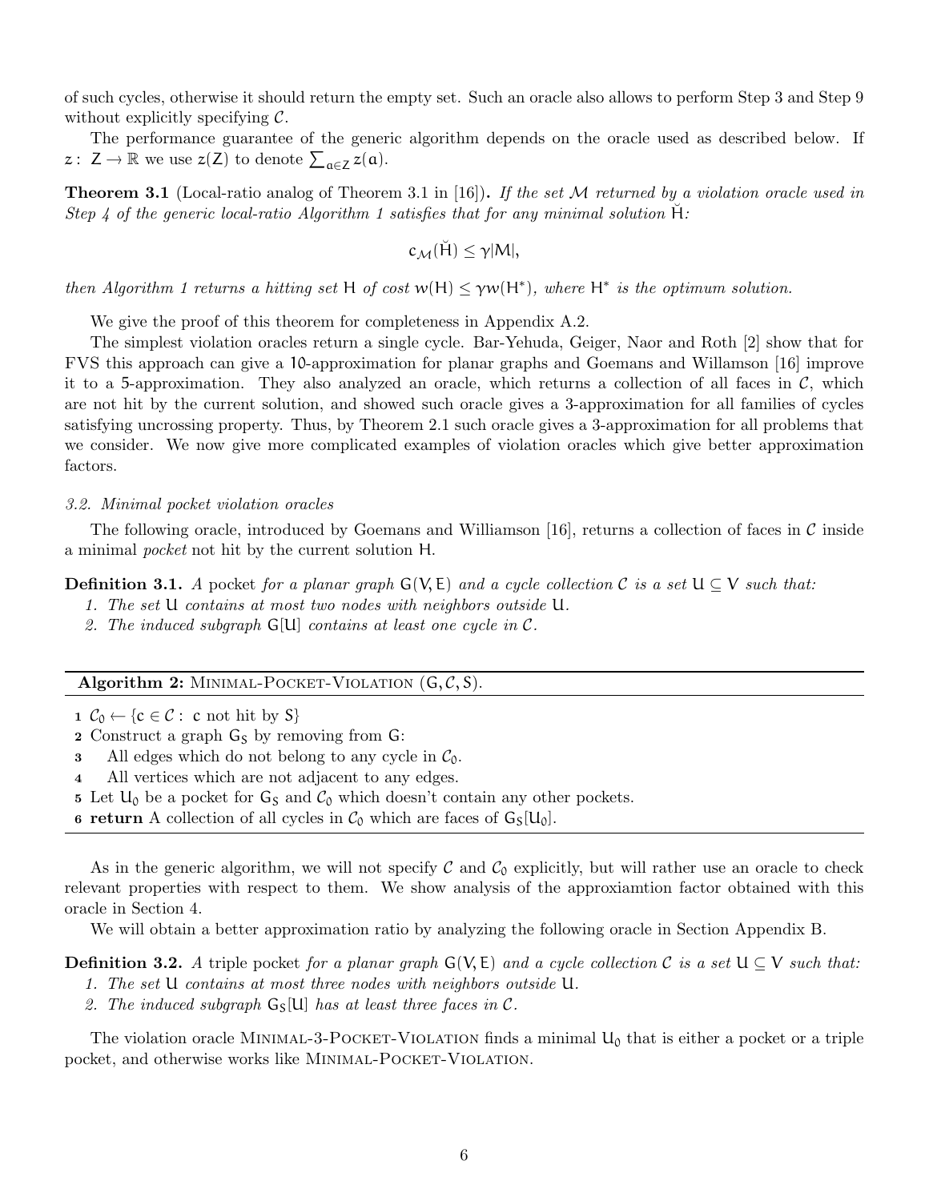of such cycles, otherwise it should return the empty set. Such an oracle also allows to perform Step 3 and Step 9 without explicitly specifying $\mathcal{C}$.

The performance guarantee of the generic algorithm depends on the oracle used as described below. If $z\colon Z \to \mathbb{R}$ we use $z(Z)$ to denote $\sum_{a \in Z} z(a)$.

**Theorem 3.1** (Local-ratio analog of Theorem 3.1 in [16])**.** *If the set $\mathcal{M}$ returned by a violation oracle used in Step 4 of the generic local-ratio Algorithm 1 satisfies that for any minimal solution $\breve{H}$:*

$$c_{\mathcal{M}}(\breve{H}) \leq \gamma |M|,$$

*then Algorithm 1 returns a hitting set $H$ of cost $w(H) \leq \gamma w(H^*)$, where $H^*$ is the optimum solution.*

We give the proof of this theorem for completeness in Appendix A.2.

The simplest violation oracles return a single cycle. Bar-Yehuda, Geiger, Naor and Roth [2] show that for FVS this approach can give a 10-approximation for planar graphs and Goemans and Willamson [16] improve it to a 5-approximation. They also analyzed an oracle, which returns a collection of all faces in $\mathcal{C}$, which are not hit by the current solution, and showed such oracle gives a 3-approximation for all families of cycles satisfying uncrossing property. Thus, by Theorem 2.1 such oracle gives a 3-approximation for all problems that we consider. We now give more complicated examples of violation oracles which give better approximation factors.

### 3.2. Minimal pocket violation oracles

The following oracle, introduced by Goemans and Williamson [16], returns a collection of faces in $\mathcal{C}$ inside a minimal *pocket* not hit by the current solution $H$.

**Definition 3.1.** *A* pocket *for a planar graph $G(V, E)$ and a cycle collection $\mathcal{C}$ is a set $U \subseteq V$ such that:*

1. *The set $U$ contains at most two nodes with neighbors outside $U$.*
2. *The induced subgraph $G[U]$ contains at least one cycle in $\mathcal{C}$.*

**Algorithm 2:** MINIMAL-POCKET-VIOLATION $(G, \mathcal{C}, S)$.

```
1 C_0 ← {c ∈ C : c not hit by S}
2 Construct a graph G_S by removing from G:
3     All edges which do not belong to any cycle in C_0.
4     All vertices which are not adjacent to any edges.
5 Let U_0 be a pocket for G_S and C_0 which doesn't contain any other pockets.
6 return A collection of all cycles in C_0 which are faces of G_S[U_0].
```

As in the generic algorithm, we will not specify $\mathcal{C}$ and $\mathcal{C}_0$ explicitly, but will rather use an oracle to check relevant properties with respect to them. We show analysis of the approxiamtion factor obtained with this oracle in Section 4.

We will obtain a better approximation ratio by analyzing the following oracle in Section Appendix B.

**Definition 3.2.** *A* triple pocket *for a planar graph $G(V, E)$ and a cycle collection $\mathcal{C}$ is a set $U \subseteq V$ such that:*

1. *The set $U$ contains at most three nodes with neighbors outside $U$.*
2. *The induced subgraph $G_S[U]$ has at least three faces in $\mathcal{C}$.*

The violation oracle MINIMAL-3-POCKET-VIOLATION finds a minimal $U_0$ that is either a pocket or a triple pocket, and otherwise works like MINIMAL-POCKET-VIOLATION.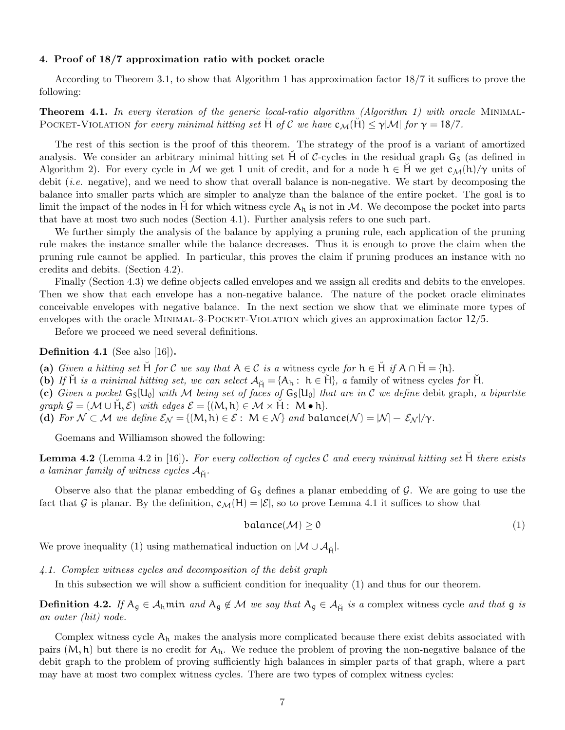## 4. Proof of 18/7 approximation ratio with pocket oracle

According to Theorem 3.1, to show that Algorithm 1 has approximation factor 18/7 it suffices to prove the following:

**Theorem 4.1.** *In every iteration of the generic local-ratio algorithm (Algorithm 1) with oracle* Minimal-Pocket-Violation *for every minimal hitting set $\breve{H}$ of $\mathcal{C}$ we have $c_{\mathcal{M}}(\breve{H}) \leq \gamma|\mathcal{M}|$ for $\gamma = 18/7$.*

The rest of this section is the proof of this theorem. The strategy of the proof is a variant of amortized analysis. We consider an arbitrary minimal hitting set $\breve{H}$ of $\mathcal{C}$-cycles in the residual graph $G_S$ (as defined in Algorithm 2). For every cycle in $\mathcal{M}$ we get 1 unit of credit, and for a node $h \in \breve{H}$ we get $c_{\mathcal{M}}(h)/\gamma$ units of debit (*i.e.* negative), and we need to show that overall balance is non-negative. We start by decomposing the balance into smaller parts which are simpler to analyze than the balance of the entire pocket. The goal is to limit the impact of the nodes in $\breve{H}$ for which witness cycle $A_h$ is not in $\mathcal{M}$. We decompose the pocket into parts that have at most two such nodes (Section 4.1). Further analysis refers to one such part.

We further simply the analysis of the balance by applying a pruning rule, each application of the pruning rule makes the instance smaller while the balance decreases. Thus it is enough to prove the claim when the pruning rule cannot be applied. In particular, this proves the claim if pruning produces an instance with no credits and debits. (Section 4.2).

Finally (Section 4.3) we define objects called envelopes and we assign all credits and debits to the envelopes. Then we show that each envelope has a non-negative balance. The nature of the pocket oracle eliminates conceivable envelopes with negative balance. In the next section we show that we eliminate more types of envelopes with the oracle Minimal-3-Pocket-Violation which gives an approximation factor 12/5.

Before we proceed we need several definitions.

**Definition 4.1** (See also [16])**.**

**(a)** *Given a hitting set $\breve{H}$ for $\mathcal{C}$ we say that $A \in \mathcal{C}$ is a* witness cycle *for $h \in \breve{H}$ if $A \cap \breve{H} = \{h\}$.*
**(b)** *If $\breve{H}$ is a minimal hitting set, we can select $\mathcal{A}_{\breve{H}} = \{A_h : h \in \breve{H}\}$, a* family of witness cycles *for $\breve{H}$.*
**(c)** *Given a pocket $G_S[U_0]$ with $\mathcal{M}$ being set of faces of $G_S[U_0]$ that are in $\mathcal{C}$ we define* debit graph*, a bipartite graph $\mathcal{G} = (\mathcal{M} \cup \breve{H}, \mathcal{E})$ with edges $\mathcal{E} = \{(M, h) \in \mathcal{M} \times \breve{H} : M \bullet h\}$.*
**(d)** *For $\mathcal{N} \subset \mathcal{M}$ we define $\mathcal{E}_{\mathcal{N}} = \{(M, h) \in \mathcal{E} : M \in \mathcal{N}\}$ and $\mathtt{balance}(\mathcal{N}) = |\mathcal{N}| - |\mathcal{E}_{\mathcal{N}}|/\gamma$.*

Goemans and Williamson showed the following:

**Lemma 4.2** (Lemma 4.2 in [16])**.** *For every collection of cycles $\mathcal{C}$ and every minimal hitting set $\breve{H}$ there exists a laminar family of witness cycles $\mathcal{A}_{\breve{H}}$.*

Observe also that the planar embedding of $G_S$ defines a planar embedding of $\mathcal{G}$. We are going to use the fact that $\mathcal{G}$ is planar. By the definition, $c_{\mathcal{M}}(H) = |\mathcal{E}|$, so to prove Lemma 4.1 it suffices to show that

$$\mathtt{balance}(\mathcal{M}) \geq 0 \tag{1}$$

We prove inequality (1) using mathematical induction on $|\mathcal{M} \cup \mathcal{A}_{\breve{H}}|$.

### *4.1. Complex witness cycles and decomposition of the debit graph*

In this subsection we will show a sufficient condition for inequality (1) and thus for our theorem.

**Definition 4.2.** *If $A_g \in \mathcal{A}_h\mathtt{min}$ and $A_g \notin \mathcal{M}$ we say that $A_g \in \mathcal{A}_{\breve{H}}$ is a* complex witness cycle *and that $g$ is an outer (hit) node.*

Complex witness cycle $A_h$ makes the analysis more complicated because there exist debits associated with pairs $(M, h)$ but there is no credit for $A_h$. We reduce the problem of proving the non-negative balance of the debit graph to the problem of proving sufficiently high balances in simpler parts of that graph, where a part may have at most two complex witness cycles. There are two types of complex witness cycles: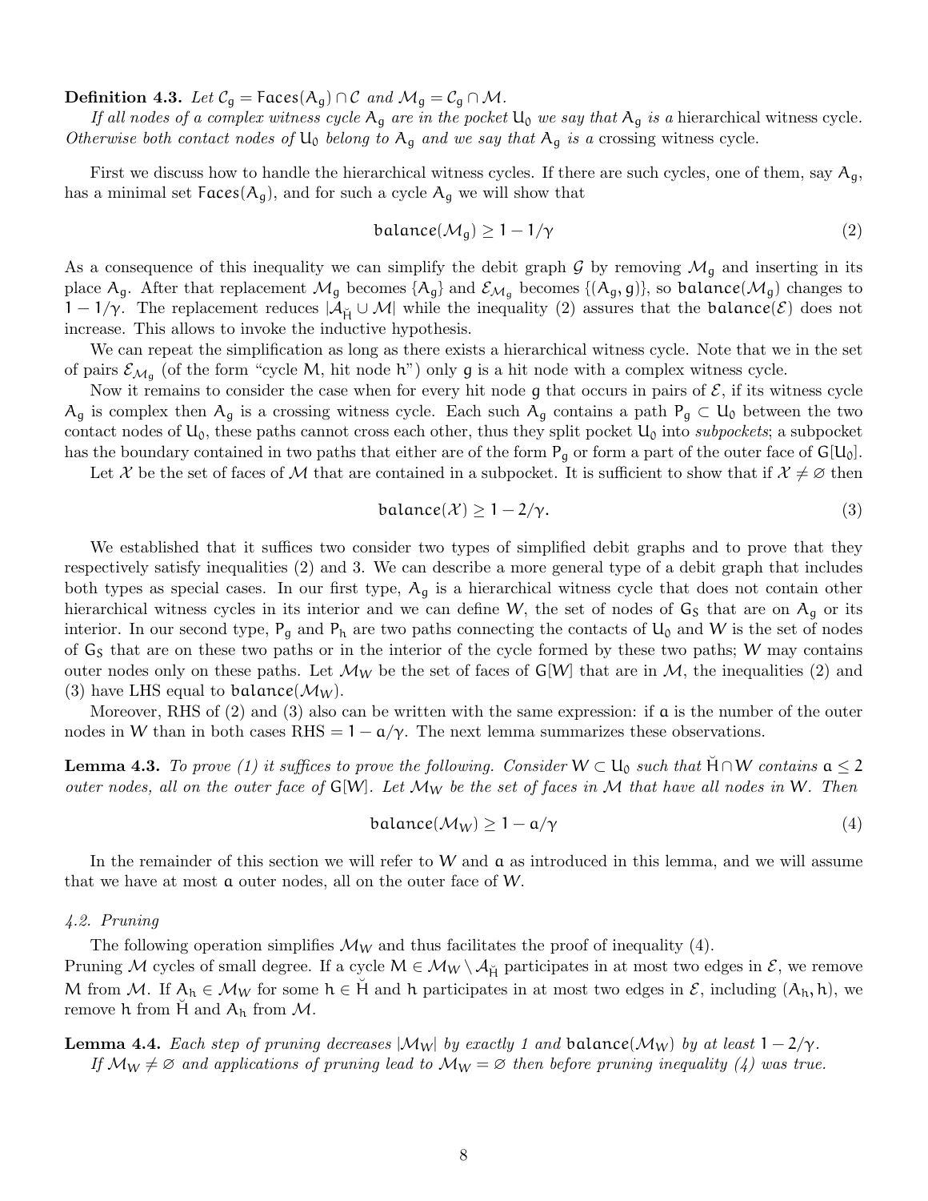**Definition 4.3.** *Let $\mathcal{C}_g = \mathsf{Faces}(A_g) \cap \mathcal{C}$ and $\mathcal{M}_g = \mathcal{C}_g \cap \mathcal{M}$.*

*If all nodes of a complex witness cycle $A_g$ are in the pocket $U_0$ we say that $A_g$ is a* hierarchical witness cycle*. Otherwise both contact nodes of $U_0$ belong to $A_g$ and we say that $A_g$ is a* crossing witness cycle*.*

First we discuss how to handle the hierarchical witness cycles. If there are such cycles, one of them, say $A_g$, has a minimal set $\mathsf{Faces}(A_g)$, and for such a cycle $A_g$ we will show that

$$\mathsf{balance}(\mathcal{M}_g) \geq 1 - 1/\gamma \tag{2}$$

As a consequence of this inequality we can simplify the debit graph $\mathcal{G}$ by removing $\mathcal{M}_g$ and inserting in its place $A_g$. After that replacement $\mathcal{M}_g$ becomes $\{A_g\}$ and $\mathcal{E}_{\mathcal{M}_g}$ becomes $\{(A_g, g)\}$, so $\mathsf{balance}(\mathcal{M}_g)$ changes to $1 - 1/\gamma$. The replacement reduces $|\mathcal{A}_{\breve{H}} \cup \mathcal{M}|$ while the inequality (2) assures that the $\mathsf{balance}(\mathcal{E})$ does not increase. This allows to invoke the inductive hypothesis.

We can repeat the simplification as long as there exists a hierarchical witness cycle. Note that we in the set of pairs $\mathcal{E}_{\mathcal{M}_g}$ (of the form "cycle $M$, hit node $h$") only $g$ is a hit node with a complex witness cycle.

Now it remains to consider the case when for every hit node $g$ that occurs in pairs of $\mathcal{E}$, if its witness cycle $A_g$ is complex then $A_g$ is a crossing witness cycle. Each such $A_g$ contains a path $P_g \subset U_0$ between the two contact nodes of $U_0$, these paths cannot cross each other, thus they split pocket $U_0$ into *subpockets*; a subpocket has the boundary contained in two paths that either are of the form $P_g$ or form a part of the outer face of $G[U_0]$.

Let $\mathcal{X}$ be the set of faces of $\mathcal{M}$ that are contained in a subpocket. It is sufficient to show that if $\mathcal{X} \neq \varnothing$ then

$$\mathsf{balance}(\mathcal{X}) \geq 1 - 2/\gamma. \tag{3}$$

We established that it suffices two consider two types of simplified debit graphs and to prove that they respectively satisfy inequalities (2) and 3. We can describe a more general type of a debit graph that includes both types as special cases. In our first type, $A_g$ is a hierarchical witness cycle that does not contain other hierarchical witness cycles in its interior and we can define $W$, the set of nodes of $G_S$ that are on $A_g$ or its interior. In our second type, $P_g$ and $P_h$ are two paths connecting the contacts of $U_0$ and $W$ is the set of nodes of $G_S$ that are on these two paths or in the interior of the cycle formed by these two paths; $W$ may contains outer nodes only on these paths. Let $\mathcal{M}_W$ be the set of faces of $G[W]$ that are in $\mathcal{M}$, the inequalities (2) and (3) have LHS equal to $\mathsf{balance}(\mathcal{M}_W)$.

Moreover, RHS of (2) and (3) also can be written with the same expression: if $a$ is the number of the outer nodes in $W$ than in both cases RHS $= 1 - a/\gamma$. The next lemma summarizes these observations.

**Lemma 4.3.** *To prove (1) it suffices to prove the following. Consider $W \subset U_0$ such that $\breve{H} \cap W$ contains $a \leq 2$ outer nodes, all on the outer face of $G[W]$. Let $\mathcal{M}_W$ be the set of faces in $\mathcal{M}$ that have all nodes in $W$. Then*

$$\mathsf{balance}(\mathcal{M}_W) \geq 1 - a/\gamma \tag{4}$$

In the remainder of this section we will refer to $W$ and $a$ as introduced in this lemma, and we will assume that we have at most $a$ outer nodes, all on the outer face of $W$.

### *4.2. Pruning*

The following operation simplifies $\mathcal{M}_W$ and thus facilitates the proof of inequality (4).
Pruning $\mathcal{M}$ cycles of small degree. If a cycle $M \in \mathcal{M}_W \setminus \mathcal{A}_{\breve{H}}$ participates in at most two edges in $\mathcal{E}$, we remove $M$ from $\mathcal{M}$. If $A_h \in \mathcal{M}_W$ for some $h \in \breve{H}$ and $h$ participates in at most two edges in $\mathcal{E}$, including $(A_h, h)$, we remove $h$ from $\breve{H}$ and $A_h$ from $\mathcal{M}$.

**Lemma 4.4.** *Each step of pruning decreases $|\mathcal{M}_W|$ by exactly 1 and $\mathsf{balance}(\mathcal{M}_W)$ by at least $1 - 2/\gamma$.*
*If $\mathcal{M}_W \neq \varnothing$ and applications of pruning lead to $\mathcal{M}_W = \varnothing$ then before pruning inequality (4) was true.*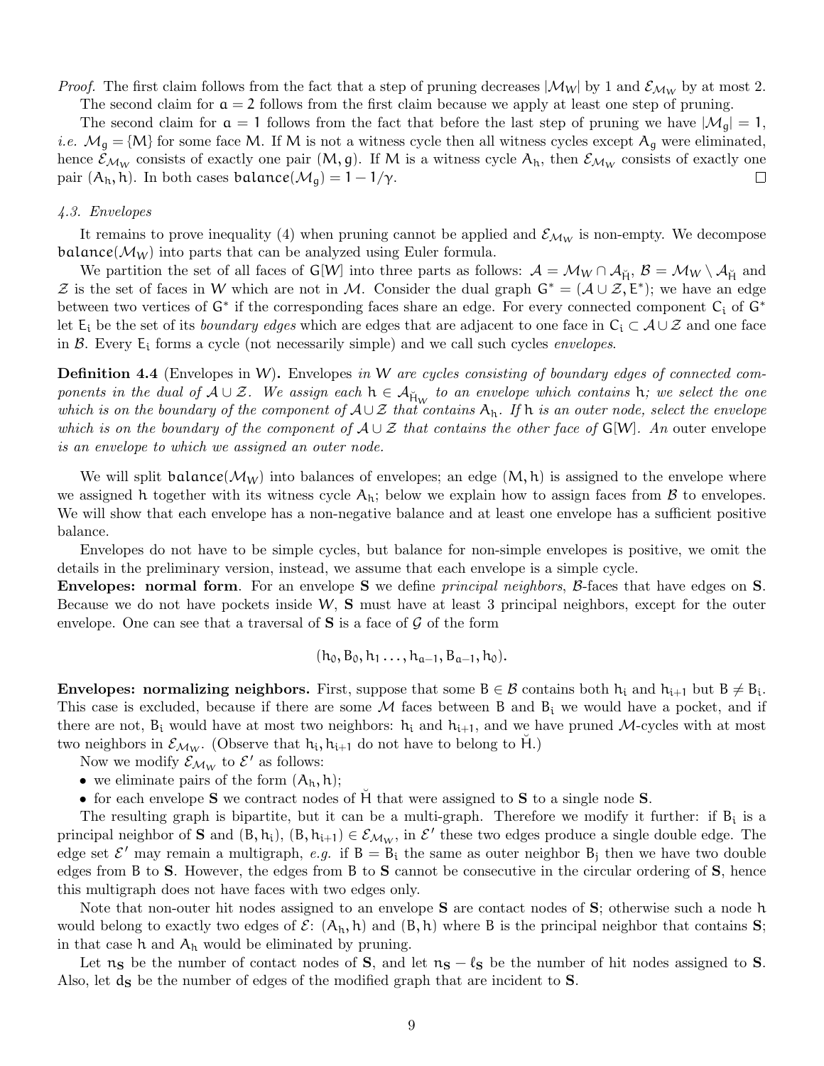*Proof.* The first claim follows from the fact that a step of pruning decreases $|\mathcal{M}_W|$ by 1 and $\mathcal{E}_{\mathcal{M}_W}$ by at most 2.

The second claim for $a = 2$ follows from the first claim because we apply at least one step of pruning.

The second claim for $a = 1$ follows from the fact that before the last step of pruning we have $|\mathcal{M}_g| = 1$, *i.e.* $\mathcal{M}_g = \{M\}$ for some face M. If M is not a witness cycle then all witness cycles except $A_g$ were eliminated, hence $\mathcal{E}_{\mathcal{M}_W}$ consists of exactly one pair $(M, g)$. If M is a witness cycle $A_h$, then $\mathcal{E}_{\mathcal{M}_W}$ consists of exactly one pair $(A_h, h)$. In both cases $\mathsf{balance}(\mathcal{M}_g) = 1 - 1/\gamma$. □

### *4.3. Envelopes*

It remains to prove inequality (4) when pruning cannot be applied and $\mathcal{E}_{\mathcal{M}_W}$ is non-empty. We decompose $\mathsf{balance}(\mathcal{M}_W)$ into parts that can be analyzed using Euler formula.

We partition the set of all faces of $G[W]$ into three parts as follows: $\mathcal{A} = \mathcal{M}_W \cap \mathcal{A}_{\breve{H}}$, $\mathcal{B} = \mathcal{M}_W \setminus \mathcal{A}_{\breve{H}}$ and $\mathcal{Z}$ is the set of faces in W which are not in $\mathcal{M}$. Consider the dual graph $G^* = (\mathcal{A} \cup \mathcal{Z}, E^*)$; we have an edge between two vertices of $G^*$ if the corresponding faces share an edge. For every connected component $C_i$ of $G^*$ let $E_i$ be the set of its *boundary edges* which are edges that are adjacent to one face in $C_i \subset \mathcal{A} \cup \mathcal{Z}$ and one face in $\mathcal{B}$. Every $E_i$ forms a cycle (not necessarily simple) and we call such cycles *envelopes*.

**Definition 4.4** (Envelopes in W)**.** Envelopes *in W are cycles consisting of boundary edges of connected components in the dual of $\mathcal{A} \cup \mathcal{Z}$. We assign each $h \in \mathcal{A}_{\breve{H}_W}$ to an envelope which contains h; we select the one which is on the boundary of the component of $\mathcal{A} \cup \mathcal{Z}$ that contains $A_h$. If h is an outer node, select the envelope which is on the boundary of the component of $\mathcal{A} \cup \mathcal{Z}$ that contains the other face of $G[W]$. An* outer envelope *is an envelope to which we assigned an outer node.*

We will split $\mathsf{balance}(\mathcal{M}_W)$ into balances of envelopes; an edge $(M, h)$ is assigned to the envelope where we assigned h together with its witness cycle $A_h$; below we explain how to assign faces from $\mathcal{B}$ to envelopes. We will show that each envelope has a non-negative balance and at least one envelope has a sufficient positive balance.

Envelopes do not have to be simple cycles, but balance for non-simple envelopes is positive, we omit the details in the preliminary version, instead, we assume that each envelope is a simple cycle.

**Envelopes: normal form**. For an envelope **S** we define *principal neighbors*, $\mathcal{B}$-faces that have edges on **S**. Because we do not have pockets inside W, **S** must have at least 3 principal neighbors, except for the outer envelope. One can see that a traversal of **S** is a face of $\mathcal{G}$ of the form

$$(h_0, B_0, h_1 \ldots, h_{a-1}, B_{a-1}, h_0).$$

**Envelopes: normalizing neighbors.** First, suppose that some $B \in \mathcal{B}$ contains both $h_i$ and $h_{i+1}$ but $B \neq B_i$. This case is excluded, because if there are some $\mathcal{M}$ faces between B and $B_i$ we would have a pocket, and if there are not, $B_i$ would have at most two neighbors: $h_i$ and $h_{i+1}$, and we have pruned $\mathcal{M}$-cycles with at most two neighbors in $\mathcal{E}_{\mathcal{M}_W}$. (Observe that $h_i, h_{i+1}$ do not have to belong to $\breve{H}$.)

Now we modify $\mathcal{E}_{\mathcal{M}_W}$ to $\mathcal{E}'$ as follows:

- we eliminate pairs of the form $(A_h, h)$;
- for each envelope **S** we contract nodes of $\breve{H}$ that were assigned to **S** to a single node **S**.

The resulting graph is bipartite, but it can be a multi-graph. Therefore we modify it further: if $B_i$ is a principal neighbor of **S** and $(B, h_i), (B, h_{i+1}) \in \mathcal{E}_{\mathcal{M}_W}$, in $\mathcal{E}'$ these two edges produce a single double edge. The edge set $\mathcal{E}'$ may remain a multigraph, *e.g.* if $B = B_i$ the same as outer neighbor $B_j$ then we have two double edges from B to **S**. However, the edges from B to **S** cannot be consecutive in the circular ordering of **S**, hence this multigraph does not have faces with two edges only.

Note that non-outer hit nodes assigned to an envelope **S** are contact nodes of **S**; otherwise such a node h would belong to exactly two edges of $\mathcal{E}$: $(A_h, h)$ and $(B, h)$ where B is the principal neighbor that contains **S**; in that case h and $A_h$ would be eliminated by pruning.

Let $n_{\mathbf{S}}$ be the number of contact nodes of **S**, and let $n_{\mathbf{S}} - \ell_{\mathbf{S}}$ be the number of hit nodes assigned to **S**. Also, let $d_{\mathbf{S}}$ be the number of edges of the modified graph that are incident to **S**.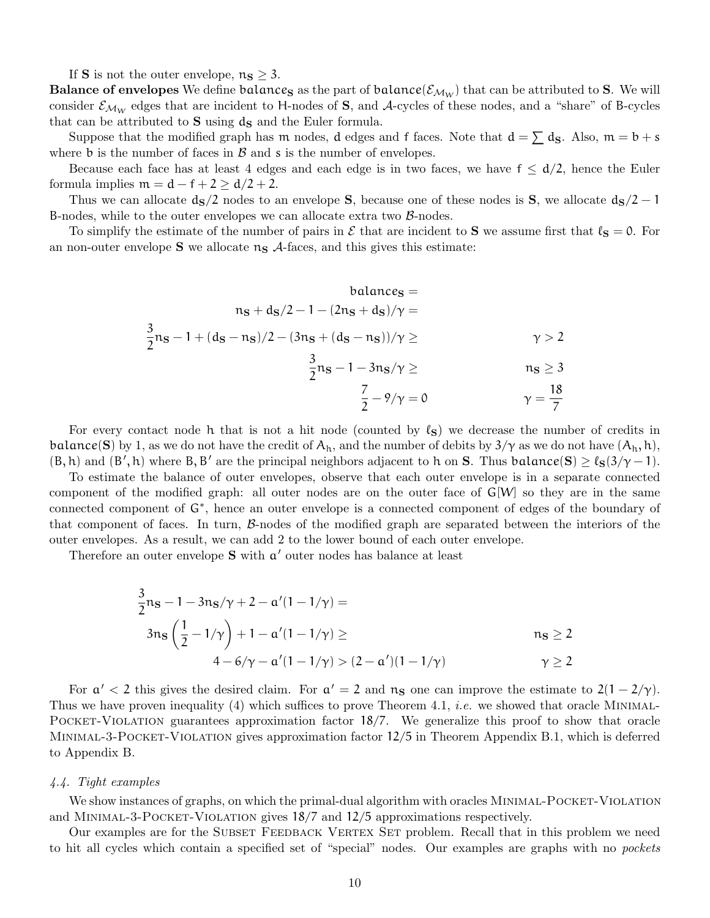If $\mathbf{S}$ is not the outer envelope, $n_{\mathbf{S}} \geq 3$.

**Balance of envelopes** We define $\mathsf{balance}_{\mathbf{S}}$ as the part of $\mathsf{balance}(\mathcal{E}_{\mathcal{M}_W})$ that can be attributed to $\mathbf{S}$. We will consider $\mathcal{E}_{\mathcal{M}_W}$ edges that are incident to H-nodes of $\mathbf{S}$, and $\mathcal{A}$-cycles of these nodes, and a "share" of B-cycles that can be attributed to $\mathbf{S}$ using $d_{\mathbf{S}}$ and the Euler formula.

Suppose that the modified graph has $m$ nodes, $d$ edges and $f$ faces. Note that $d = \sum d_{\mathbf{S}}$. Also, $m = b + s$ where $b$ is the number of faces in $\mathcal{B}$ and $s$ is the number of envelopes.

Because each face has at least 4 edges and each edge is in two faces, we have $f \leq d/2$, hence the Euler formula implies $m = d - f + 2 \geq d/2 + 2$.

Thus we can allocate $d_{\mathbf{S}}/2$ nodes to an envelope $\mathbf{S}$, because one of these nodes is $\mathbf{S}$, we allocate $d_{\mathbf{S}}/2 - 1$ B-nodes, while to the outer envelopes we can allocate extra two $\mathcal{B}$-nodes.

To simplify the estimate of the number of pairs in $\mathcal{E}$ that are incident to $\mathbf{S}$ we assume first that $\ell_{\mathbf{S}} = 0$. For an non-outer envelope $\mathbf{S}$ we allocate $n_{\mathbf{S}}$ $\mathcal{A}$-faces, and this gives this estimate:

$$
\begin{aligned}
&\mathsf{balance}_{\mathbf{S}} = \\
&n_{\mathbf{S}} + d_{\mathbf{S}}/2 - 1 - (2n_{\mathbf{S}} + d_{\mathbf{S}})/\gamma = \\
&\frac{3}{2}n_{\mathbf{S}} - 1 + (d_{\mathbf{S}} - n_{\mathbf{S}})/2 - (3n_{\mathbf{S}} + (d_{\mathbf{S}} - n_{\mathbf{S}}))/\gamma \geq && \gamma > 2 \\
&\frac{3}{2}n_{\mathbf{S}} - 1 - 3n_{\mathbf{S}}/\gamma \geq && n_{\mathbf{S}} \geq 3 \\
&\frac{7}{2} - 9/\gamma = 0 && \gamma = \frac{18}{7}
\end{aligned}
$$

For every contact node $h$ that is not a hit node (counted by $\ell_{\mathbf{S}}$) we decrease the number of credits in $\mathsf{balance}(\mathbf{S})$ by 1, as we do not have the credit of $A_h$, and the number of debits by $3/\gamma$ as we do not have $(A_h, h)$, $(B, h)$ and $(B', h)$ where $B, B'$ are the principal neighbors adjacent to $h$ on $\mathbf{S}$. Thus $\mathsf{balance}(\mathbf{S}) \geq \ell_{\mathbf{S}}(3/\gamma - 1)$.

To estimate the balance of outer envelopes, observe that each outer envelope is in a separate connected component of the modified graph: all outer nodes are on the outer face of $G[W]$ so they are in the same connected component of $G^*$, hence an outer envelope is a connected component of edges of the boundary of that component of faces. In turn, $\mathcal{B}$-nodes of the modified graph are separated between the interiors of the outer envelopes. As a result, we can add 2 to the lower bound of each outer envelope.

Therefore an outer envelope $\mathbf{S}$ with $a'$ outer nodes has balance at least

$$
\begin{aligned}
&\frac{3}{2}n_{\mathbf{S}} - 1 - 3n_{\mathbf{S}}/\gamma + 2 - a'(1 - 1/\gamma) = \\
&3n_{\mathbf{S}}\left(\frac{1}{2} - 1/\gamma\right) + 1 - a'(1 - 1/\gamma) \geq && n_{\mathbf{S}} \geq 2 \\
&4 - 6/\gamma - a'(1 - 1/\gamma) > (2 - a')(1 - 1/\gamma) && \gamma \geq 2
\end{aligned}
$$

For $a' < 2$ this gives the desired claim. For $a' = 2$ and $n_{\mathbf{S}}$ one can improve the estimate to $2(1 - 2/\gamma)$. Thus we have proven inequality (4) which suffices to prove Theorem 4.1, *i.e.* we showed that oracle Minimal-Pocket-Violation guarantees approximation factor $18/7$. We generalize this proof to show that oracle Minimal-3-Pocket-Violation gives approximation factor $12/5$ in Theorem Appendix B.1, which is deferred to Appendix B.

### *4.4. Tight examples*

We show instances of graphs, on which the primal-dual algorithm with oracles Minimal-Pocket-Violation and Minimal-3-Pocket-Violation gives $18/7$ and $12/5$ approximations respectively.

Our examples are for the Subset Feedback Vertex Set problem. Recall that in this problem we need to hit all cycles which contain a specified set of "special" nodes. Our examples are graphs with no *pockets*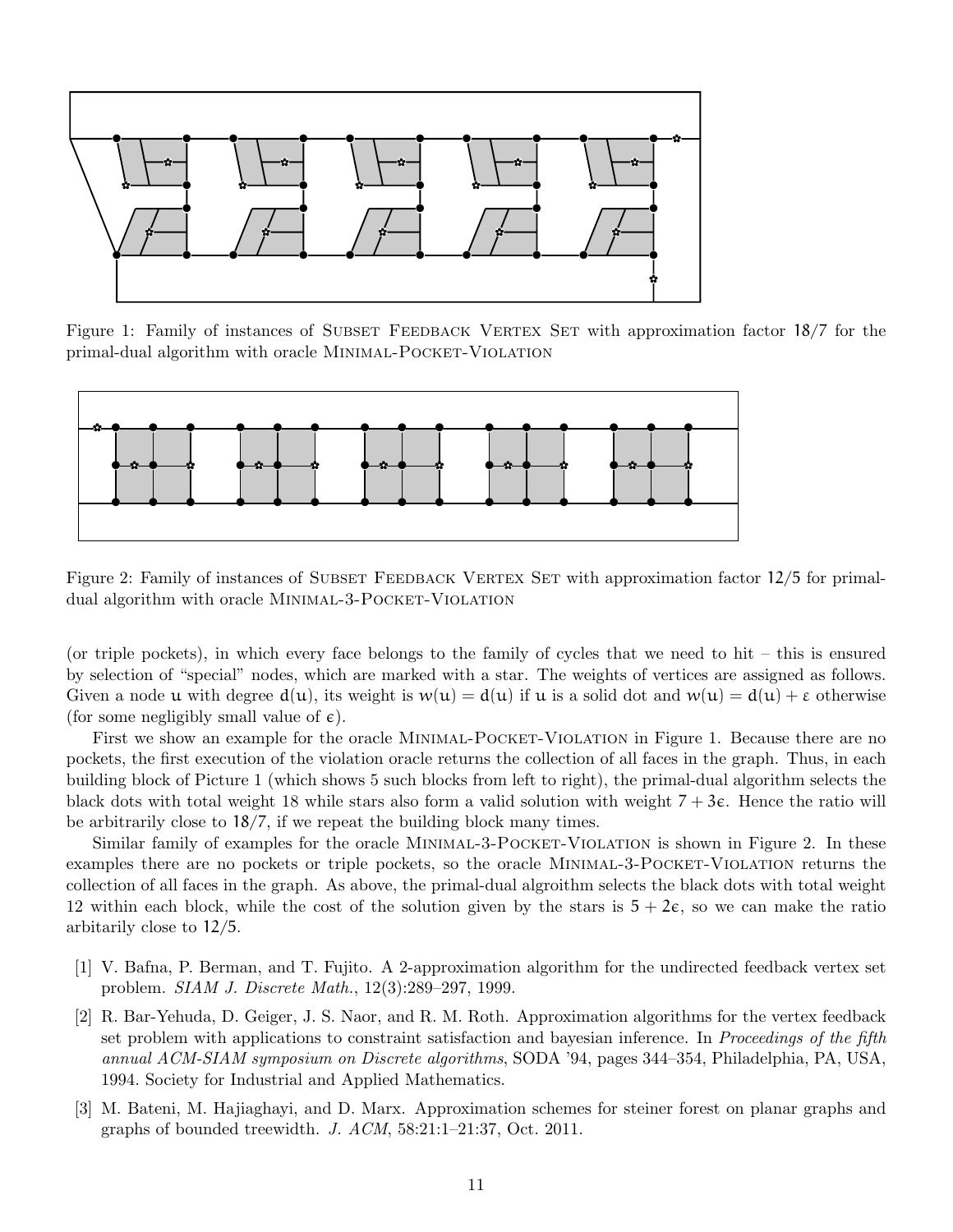Figure 1: Family of instances of Subset Feedback Vertex Set with approximation factor $18/7$ for the primal-dual algorithm with oracle Minimal-Pocket-Violation

Figure 2: Family of instances of Subset Feedback Vertex Set with approximation factor $12/5$ for primal-dual algorithm with oracle Minimal-3-Pocket-Violation

(or triple pockets), in which every face belongs to the family of cycles that we need to hit – this is ensured by selection of "special" nodes, which are marked with a star. The weights of vertices are assigned as follows. Given a node $u$ with degree $d(u)$, its weight is $w(u) = d(u)$ if $u$ is a solid dot and $w(u) = d(u) + \varepsilon$ otherwise (for some negligibly small value of $\epsilon$).

First we show an example for the oracle Minimal-Pocket-Violation in Figure 1. Because there are no pockets, the first execution of the violation oracle returns the collection of all faces in the graph. Thus, in each building block of Picture 1 (which shows 5 such blocks from left to right), the primal-dual algorithm selects the black dots with total weight 18 while stars also form a valid solution with weight $7 + 3\epsilon$. Hence the ratio will be arbitrarily close to $18/7$, if we repeat the building block many times.

Similar family of examples for the oracle Minimal-3-Pocket-Violation is shown in Figure 2. In these examples there are no pockets or triple pockets, so the oracle Minimal-3-Pocket-Violation returns the collection of all faces in the graph. As above, the primal-dual algroithm selects the black dots with total weight 12 within each block, while the cost of the solution given by the stars is $5 + 2\epsilon$, so we can make the ratio arbitarily close to $12/5$.

[1] V. Bafna, P. Berman, and T. Fujito. A 2-approximation algorithm for the undirected feedback vertex set problem. *SIAM J. Discrete Math.*, 12(3):289–297, 1999.

[2] R. Bar-Yehuda, D. Geiger, J. S. Naor, and R. M. Roth. Approximation algorithms for the vertex feedback set problem with applications to constraint satisfaction and bayesian inference. In *Proceedings of the fifth annual ACM-SIAM symposium on Discrete algorithms*, SODA '94, pages 344–354, Philadelphia, PA, USA, 1994. Society for Industrial and Applied Mathematics.

[3] M. Bateni, M. Hajiaghayi, and D. Marx. Approximation schemes for steiner forest on planar graphs and graphs of bounded treewidth. *J. ACM*, 58:21:1–21:37, Oct. 2011.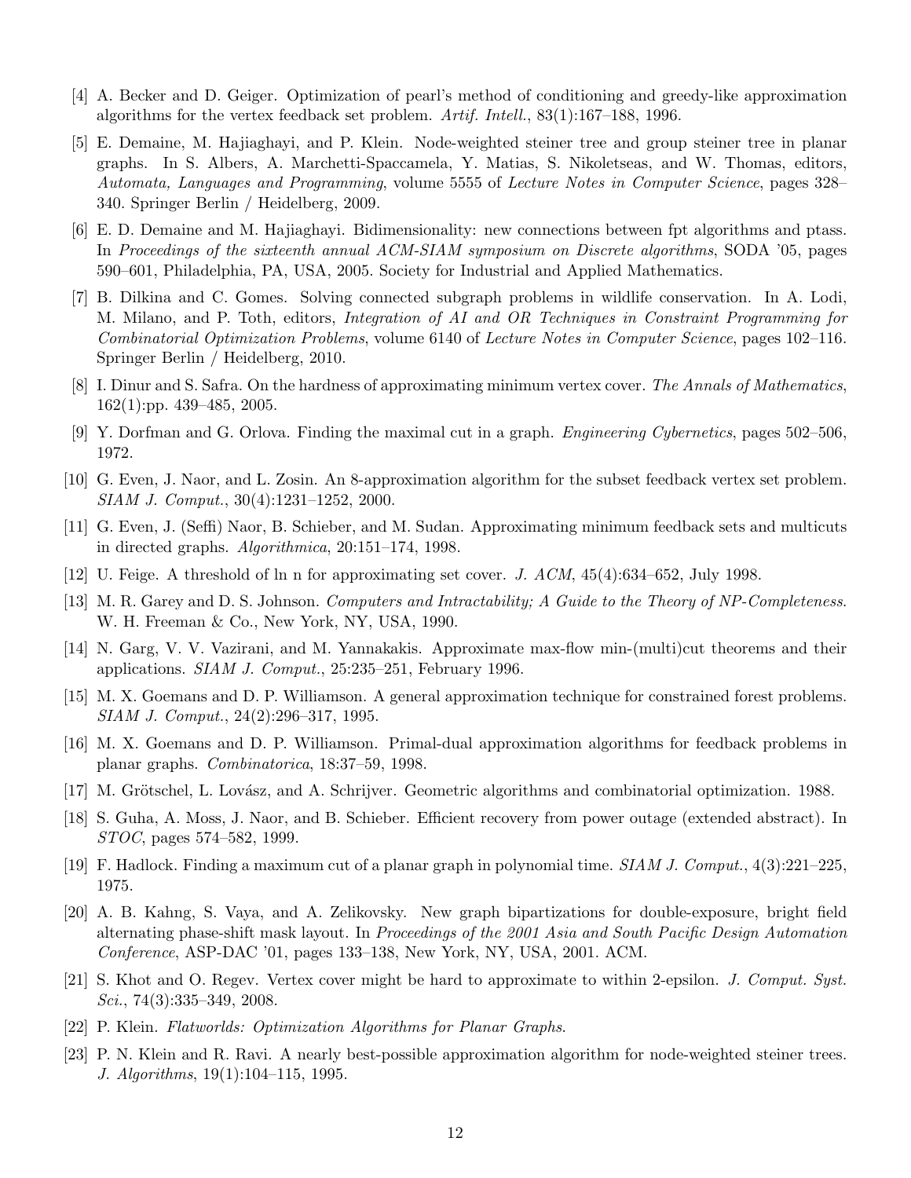[4] A. Becker and D. Geiger. Optimization of pearl's method of conditioning and greedy-like approximation algorithms for the vertex feedback set problem. *Artif. Intell.*, 83(1):167–188, 1996.

[5] E. Demaine, M. Hajiaghayi, and P. Klein. Node-weighted steiner tree and group steiner tree in planar graphs. In S. Albers, A. Marchetti-Spaccamela, Y. Matias, S. Nikoletseas, and W. Thomas, editors, *Automata, Languages and Programming*, volume 5555 of *Lecture Notes in Computer Science*, pages 328–340. Springer Berlin / Heidelberg, 2009.

[6] E. D. Demaine and M. Hajiaghayi. Bidimensionality: new connections between fpt algorithms and ptass. In *Proceedings of the sixteenth annual ACM-SIAM symposium on Discrete algorithms*, SODA '05, pages 590–601, Philadelphia, PA, USA, 2005. Society for Industrial and Applied Mathematics.

[7] B. Dilkina and C. Gomes. Solving connected subgraph problems in wildlife conservation. In A. Lodi, M. Milano, and P. Toth, editors, *Integration of AI and OR Techniques in Constraint Programming for Combinatorial Optimization Problems*, volume 6140 of *Lecture Notes in Computer Science*, pages 102–116. Springer Berlin / Heidelberg, 2010.

[8] I. Dinur and S. Safra. On the hardness of approximating minimum vertex cover. *The Annals of Mathematics*, 162(1):pp. 439–485, 2005.

[9] Y. Dorfman and G. Orlova. Finding the maximal cut in a graph. *Engineering Cybernetics*, pages 502–506, 1972.

[10] G. Even, J. Naor, and L. Zosin. An 8-approximation algorithm for the subset feedback vertex set problem. *SIAM J. Comput.*, 30(4):1231–1252, 2000.

[11] G. Even, J. (Seffi) Naor, B. Schieber, and M. Sudan. Approximating minimum feedback sets and multicuts in directed graphs. *Algorithmica*, 20:151–174, 1998.

[12] U. Feige. A threshold of ln n for approximating set cover. *J. ACM*, 45(4):634–652, July 1998.

[13] M. R. Garey and D. S. Johnson. *Computers and Intractability; A Guide to the Theory of NP-Completeness*. W. H. Freeman & Co., New York, NY, USA, 1990.

[14] N. Garg, V. V. Vazirani, and M. Yannakakis. Approximate max-flow min-(multi)cut theorems and their applications. *SIAM J. Comput.*, 25:235–251, February 1996.

[15] M. X. Goemans and D. P. Williamson. A general approximation technique for constrained forest problems. *SIAM J. Comput.*, 24(2):296–317, 1995.

[16] M. X. Goemans and D. P. Williamson. Primal-dual approximation algorithms for feedback problems in planar graphs. *Combinatorica*, 18:37–59, 1998.

[17] M. Grötschel, L. Lovász, and A. Schrijver. Geometric algorithms and combinatorial optimization. 1988.

[18] S. Guha, A. Moss, J. Naor, and B. Schieber. Efficient recovery from power outage (extended abstract). In *STOC*, pages 574–582, 1999.

[19] F. Hadlock. Finding a maximum cut of a planar graph in polynomial time. *SIAM J. Comput.*, 4(3):221–225, 1975.

[20] A. B. Kahng, S. Vaya, and A. Zelikovsky. New graph bipartizations for double-exposure, bright field alternating phase-shift mask layout. In *Proceedings of the 2001 Asia and South Pacific Design Automation Conference*, ASP-DAC '01, pages 133–138, New York, NY, USA, 2001. ACM.

[21] S. Khot and O. Regev. Vertex cover might be hard to approximate to within 2-epsilon. *J. Comput. Syst. Sci.*, 74(3):335–349, 2008.

[22] P. Klein. *Flatworlds: Optimization Algorithms for Planar Graphs*.

[23] P. N. Klein and R. Ravi. A nearly best-possible approximation algorithm for node-weighted steiner trees. *J. Algorithms*, 19(1):104–115, 1995.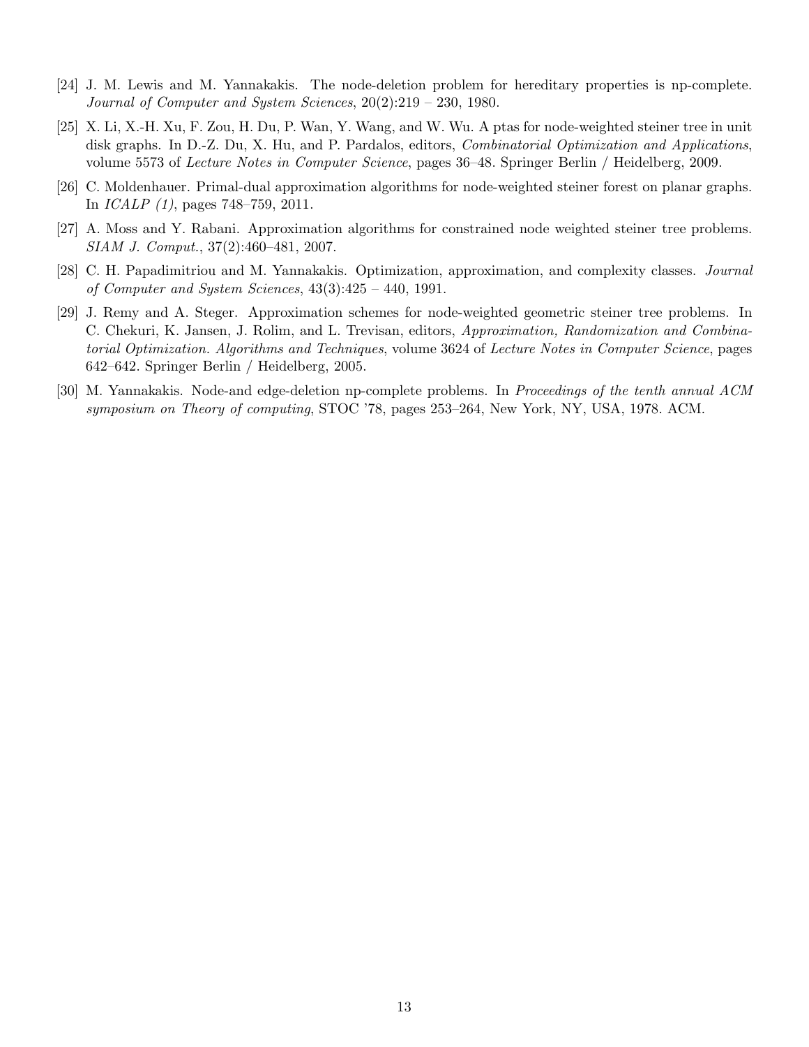[24] J. M. Lewis and M. Yannakakis. The node-deletion problem for hereditary properties is np-complete. *Journal of Computer and System Sciences*, 20(2):219 – 230, 1980.

[25] X. Li, X.-H. Xu, F. Zou, H. Du, P. Wan, Y. Wang, and W. Wu. A ptas for node-weighted steiner tree in unit disk graphs. In D.-Z. Du, X. Hu, and P. Pardalos, editors, *Combinatorial Optimization and Applications*, volume 5573 of *Lecture Notes in Computer Science*, pages 36–48. Springer Berlin / Heidelberg, 2009.

[26] C. Moldenhauer. Primal-dual approximation algorithms for node-weighted steiner forest on planar graphs. In *ICALP (1)*, pages 748–759, 2011.

[27] A. Moss and Y. Rabani. Approximation algorithms for constrained node weighted steiner tree problems. *SIAM J. Comput.*, 37(2):460–481, 2007.

[28] C. H. Papadimitriou and M. Yannakakis. Optimization, approximation, and complexity classes. *Journal of Computer and System Sciences*, 43(3):425 – 440, 1991.

[29] J. Remy and A. Steger. Approximation schemes for node-weighted geometric steiner tree problems. In C. Chekuri, K. Jansen, J. Rolim, and L. Trevisan, editors, *Approximation, Randomization and Combinatorial Optimization. Algorithms and Techniques*, volume 3624 of *Lecture Notes in Computer Science*, pages 642–642. Springer Berlin / Heidelberg, 2005.

[30] M. Yannakakis. Node-and edge-deletion np-complete problems. In *Proceedings of the tenth annual ACM symposium on Theory of computing*, STOC '78, pages 253–264, New York, NY, USA, 1978. ACM.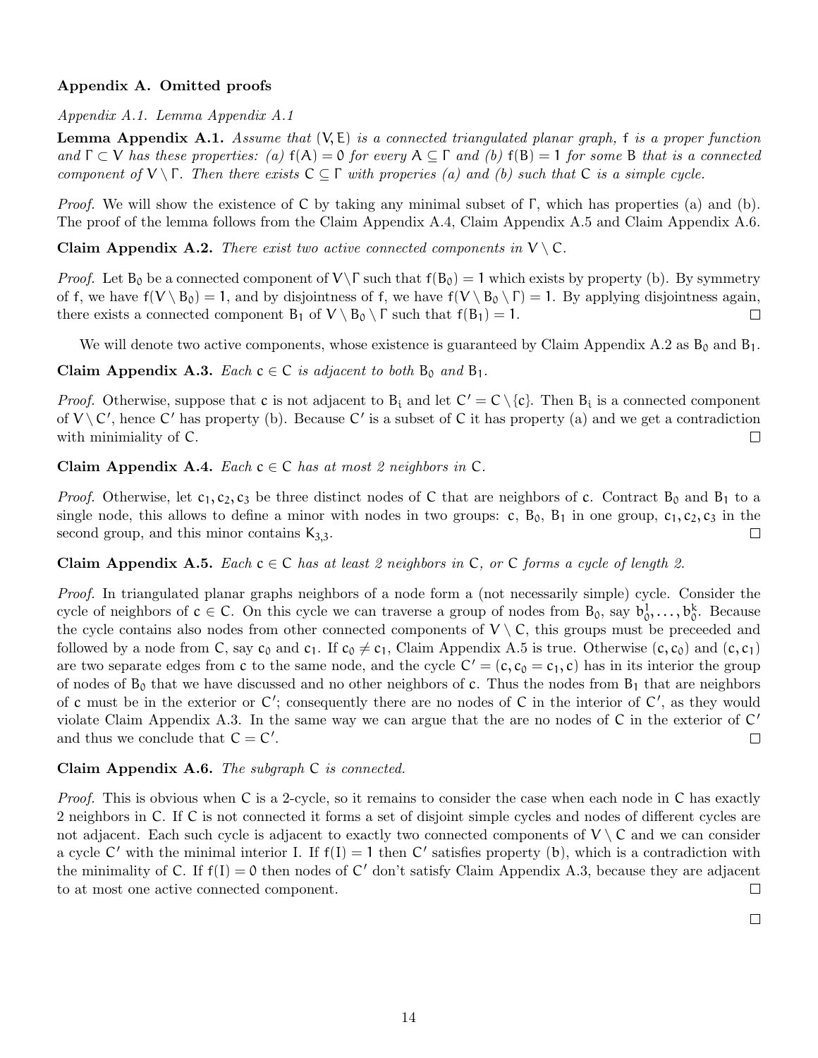## Appendix A. Omitted proofs

### *Appendix A.1. Lemma Appendix A.1*

**Lemma Appendix A.1.** *Assume that $(V, E)$ is a connected triangulated planar graph, $f$ is a proper function and $\Gamma \subset V$ has these properties: (a) $f(A) = 0$ for every $A \subseteq \Gamma$ and (b) $f(B) = 1$ for some $B$ that is a connected component of $V \setminus \Gamma$. Then there exists $C \subseteq \Gamma$ with properies (a) and (b) such that $C$ is a simple cycle.*

*Proof.* We will show the existence of $C$ by taking any minimal subset of $\Gamma$, which has properties (a) and (b). The proof of the lemma follows from the Claim Appendix A.4, Claim Appendix A.5 and Claim Appendix A.6.

**Claim Appendix A.2.** *There exist two active connected components in $V \setminus C$.*

*Proof.* Let $B_0$ be a connected component of $V \setminus \Gamma$ such that $f(B_0) = 1$ which exists by property (b). By symmetry of $f$, we have $f(V \setminus B_0) = 1$, and by disjointness of $f$, we have $f(V \setminus B_0 \setminus \Gamma) = 1$. By applying disjointness again, there exists a connected component $B_1$ of $V \setminus B_0 \setminus \Gamma$ such that $f(B_1) = 1$. □

We will denote two active components, whose existence is guaranteed by Claim Appendix A.2 as $B_0$ and $B_1$.

**Claim Appendix A.3.** *Each $c \in C$ is adjacent to both $B_0$ and $B_1$.*

*Proof.* Otherwise, suppose that $c$ is not adjacent to $B_i$ and let $C' = C \setminus \{c\}$. Then $B_i$ is a connected component of $V \setminus C'$, hence $C'$ has property (b). Because $C'$ is a subset of $C$ it has property (a) and we get a contradiction with minimiality of $C$. □

**Claim Appendix A.4.** *Each $c \in C$ has at most 2 neighbors in $C$.*

*Proof.* Otherwise, let $c_1, c_2, c_3$ be three distinct nodes of $C$ that are neighbors of $c$. Contract $B_0$ and $B_1$ to a single node, this allows to define a minor with nodes in two groups: $c$, $B_0$, $B_1$ in one group, $c_1, c_2, c_3$ in the second group, and this minor contains $K_{3,3}$. □

**Claim Appendix A.5.** *Each $c \in C$ has at least 2 neighbors in $C$, or $C$ forms a cycle of length 2.*

*Proof.* In triangulated planar graphs neighbors of a node form a (not necessarily simple) cycle. Consider the cycle of neighbors of $c \in C$. On this cycle we can traverse a group of nodes from $B_0$, say $b_0^1, \ldots, b_0^k$. Because the cycle contains also nodes from other connected components of $V \setminus C$, this groups must be preceeded and followed by a node from $C$, say $c_0$ and $c_1$. If $c_0 \neq c_1$, Claim Appendix A.5 is true. Otherwise $(c, c_0)$ and $(c, c_1)$ are two separate edges from $c$ to the same node, and the cycle $C' = (c, c_0 = c_1, c)$ has in its interior the group of nodes of $B_0$ that we have discussed and no other neighbors of $c$. Thus the nodes from $B_1$ that are neighbors of $c$ must be in the exterior or $C'$; consequently there are no nodes of $C$ in the interior of $C'$, as they would violate Claim Appendix A.3. In the same way we can argue that the are no nodes of $C$ in the exterior of $C'$ and thus we conclude that $C = C'$. □

**Claim Appendix A.6.** *The subgraph $C$ is connected.*

*Proof.* This is obvious when $C$ is a 2-cycle, so it remains to consider the case when each node in $C$ has exactly 2 neighbors in $C$. If $C$ is not connected it forms a set of disjoint simple cycles and nodes of different cycles are not adjacent. Each such cycle is adjacent to exactly two connected components of $V \setminus C$ and we can consider a cycle $C'$ with the minimal interior $I$. If $f(I) = 1$ then $C'$ satisfies property (b), which is a contradiction with the minimality of $C$. If $f(I) = 0$ then nodes of $C'$ don't satisfy Claim Appendix A.3, because they are adjacent to at most one active connected component. □

□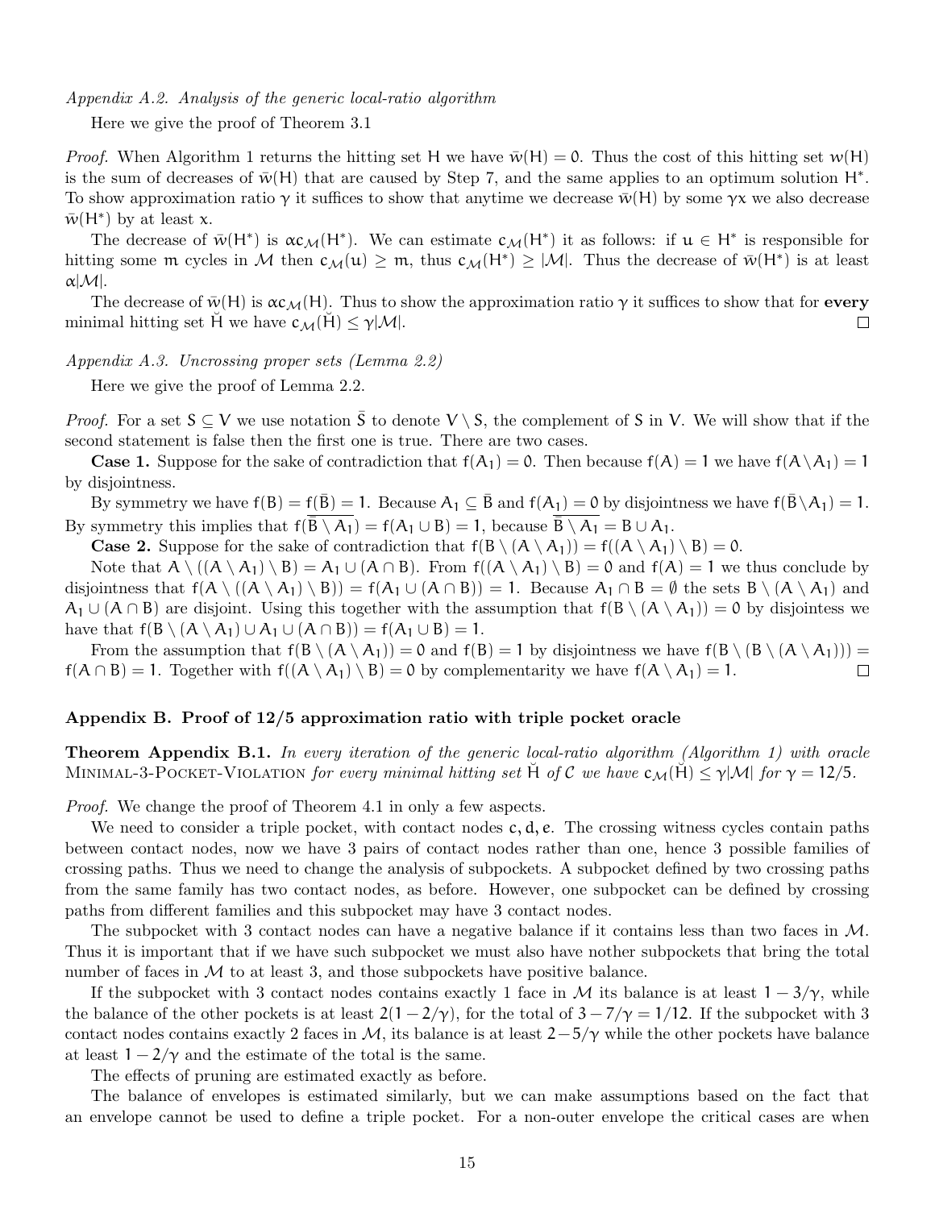*Appendix A.2. Analysis of the generic local-ratio algorithm*

Here we give the proof of Theorem 3.1

*Proof.* When Algorithm 1 returns the hitting set $H$ we have $\bar{w}(H) = 0$. Thus the cost of this hitting set $w(H)$ is the sum of decreases of $\bar{w}(H)$ that are caused by Step 7, and the same applies to an optimum solution $H^*$. To show approximation ratio $\gamma$ it suffices to show that anytime we decrease $\bar{w}(H)$ by some $\gamma x$ we also decrease $\bar{w}(H^*)$ by at least $x$.

The decrease of $\bar{w}(H^*)$ is $\alpha c_{\mathcal{M}}(H^*)$. We can estimate $c_{\mathcal{M}}(H^*)$ it as follows: if $u \in H^*$ is responsible for hitting some $m$ cycles in $\mathcal{M}$ then $c_{\mathcal{M}}(u) \geq m$, thus $c_{\mathcal{M}}(H^*) \geq |\mathcal{M}|$. Thus the decrease of $\bar{w}(H^*)$ is at least $\alpha|\mathcal{M}|$.

The decrease of $\bar{w}(H)$ is $\alpha c_{\mathcal{M}}(H)$. Thus to show the approximation ratio $\gamma$ it suffices to show that for **every** minimal hitting set $\breve{H}$ we have $c_{\mathcal{M}}(\breve{H}) \leq \gamma|\mathcal{M}|$. □

*Appendix A.3. Uncrossing proper sets (Lemma 2.2)*

Here we give the proof of Lemma 2.2.

*Proof.* For a set $S \subseteq V$ we use notation $\bar{S}$ to denote $V \setminus S$, the complement of $S$ in $V$. We will show that if the second statement is false then the first one is true. There are two cases.

**Case 1.** Suppose for the sake of contradiction that $f(A_1) = 0$. Then because $f(A) = 1$ we have $f(A \setminus A_1) = 1$ by disjointness.

By symmetry we have $f(B) = f(\bar{B}) = 1$. Because $A_1 \subseteq \bar{B}$ and $f(A_1) = 0$ by disjointness we have $f(\bar{B} \setminus A_1) = 1$. By symmetry this implies that $f(\overline{\bar{B} \setminus A_1}) = f(A_1 \cup B) = 1$, because $\overline{\bar{B} \setminus A_1} = B \cup A_1$.

**Case 2.** Suppose for the sake of contradiction that $f(B \setminus (A \setminus A_1)) = f((A \setminus A_1) \setminus B) = 0$.

Note that $A \setminus ((A \setminus A_1) \setminus B) = A_1 \cup (A \cap B)$. From $f((A \setminus A_1) \setminus B) = 0$ and $f(A) = 1$ we thus conclude by disjointness that $f(A \setminus ((A \setminus A_1) \setminus B)) = f(A_1 \cup (A \cap B)) = 1$. Because $A_1 \cap B = \emptyset$ the sets $B \setminus (A \setminus A_1)$ and $A_1 \cup (A \cap B)$ are disjoint. Using this together with the assumption that $f(B \setminus (A \setminus A_1)) = 0$ by disjointess we have that $f(B \setminus (A \setminus A_1) \cup A_1 \cup (A \cap B)) = f(A_1 \cup B) = 1$.

From the assumption that $f(B \setminus (A \setminus A_1)) = 0$ and $f(B) = 1$ by disjointness we have $f(B \setminus (B \setminus (A \setminus A_1))) = f(A \cap B) = 1$. Together with $f((A \setminus A_1) \setminus B) = 0$ by complementarity we have $f(A \setminus A_1) = 1$. □

## Appendix B. Proof of 12/5 approximation ratio with triple pocket oracle

**Theorem Appendix B.1.** *In every iteration of the generic local-ratio algorithm (Algorithm 1) with oracle* Minimal-3-Pocket-Violation *for every minimal hitting set $\breve{H}$ of $\mathcal{C}$ we have $c_{\mathcal{M}}(\breve{H}) \leq \gamma|\mathcal{M}|$ for $\gamma = 12/5$.*

*Proof.* We change the proof of Theorem 4.1 in only a few aspects.

We need to consider a triple pocket, with contact nodes $c, d, e$. The crossing witness cycles contain paths between contact nodes, now we have 3 pairs of contact nodes rather than one, hence 3 possible families of crossing paths. Thus we need to change the analysis of subpockets. A subpocket defined by two crossing paths from the same family has two contact nodes, as before. However, one subpocket can be defined by crossing paths from different families and this subpocket may have 3 contact nodes.

The subpocket with 3 contact nodes can have a negative balance if it contains less than two faces in $\mathcal{M}$. Thus it is important that if we have such subpocket we must also have nother subpockets that bring the total number of faces in $\mathcal{M}$ to at least 3, and those subpockets have positive balance.

If the subpocket with 3 contact nodes contains exactly 1 face in $\mathcal{M}$ its balance is at least $1 - 3/\gamma$, while the balance of the other pockets is at least $2(1 - 2/\gamma)$, for the total of $3 - 7/\gamma = 1/12$. If the subpocket with 3 contact nodes contains exactly 2 faces in $\mathcal{M}$, its balance is at least $2 - 5/\gamma$ while the other pockets have balance at least $1 - 2/\gamma$ and the estimate of the total is the same.

The effects of pruning are estimated exactly as before.

The balance of envelopes is estimated similarly, but we can make assumptions based on the fact that an envelope cannot be used to define a triple pocket. For a non-outer envelope the critical cases are when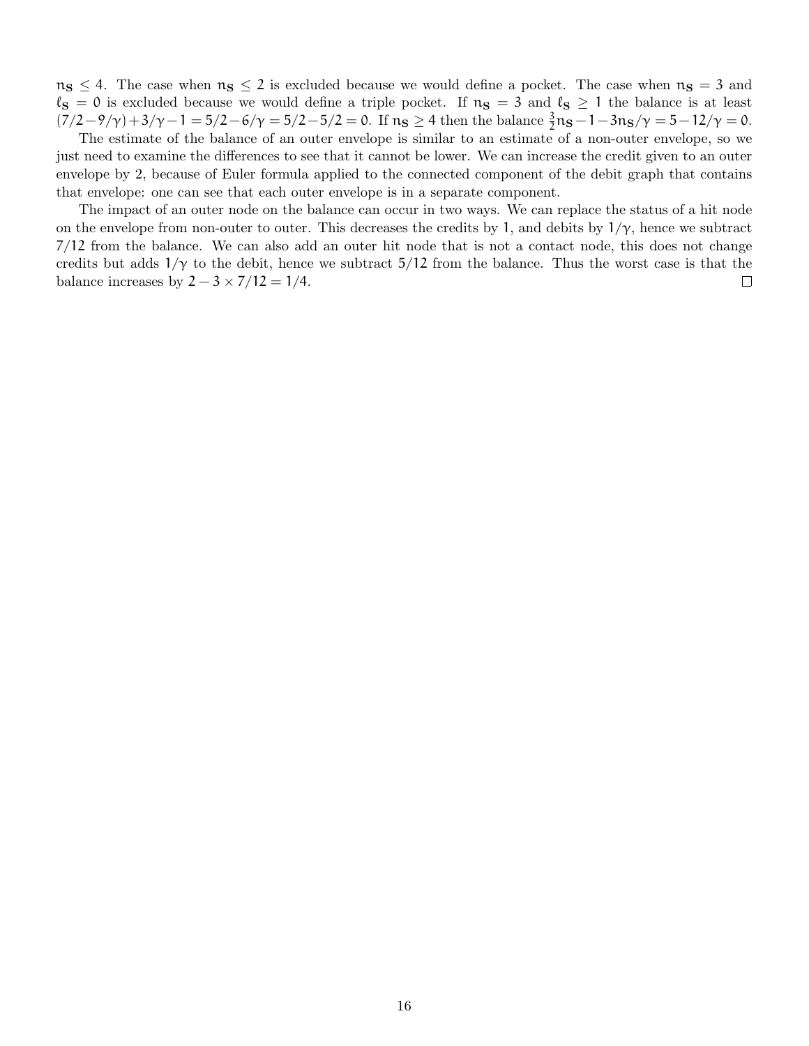$n_S \leq 4$. The case when $n_S \leq 2$ is excluded because we would define a pocket. The case when $n_S = 3$ and $\ell_S = 0$ is excluded because we would define a triple pocket. If $n_S = 3$ and $\ell_S \geq 1$ the balance is at least $(7/2 - 9/\gamma) + 3/\gamma - 1 = 5/2 - 6/\gamma = 5/2 - 5/2 = 0$. If $n_S \geq 4$ then the balance $\frac{3}{2}n_S - 1 - 3n_S/\gamma = 5 - 12/\gamma = 0$.

The estimate of the balance of an outer envelope is similar to an estimate of a non-outer envelope, so we just need to examine the differences to see that it cannot be lower. We can increase the credit given to an outer envelope by 2, because of Euler formula applied to the connected component of the debit graph that contains that envelope: one can see that each outer envelope is in a separate component.

The impact of an outer node on the balance can occur in two ways. We can replace the status of a hit node on the envelope from non-outer to outer. This decreases the credits by 1, and debits by $1/\gamma$, hence we subtract $7/12$ from the balance. We can also add an outer hit node that is not a contact node, this does not change credits but adds $1/\gamma$ to the debit, hence we subtract $5/12$ from the balance. Thus the worst case is that the balance increases by $2 - 3 \times 7/12 = 1/4$. □